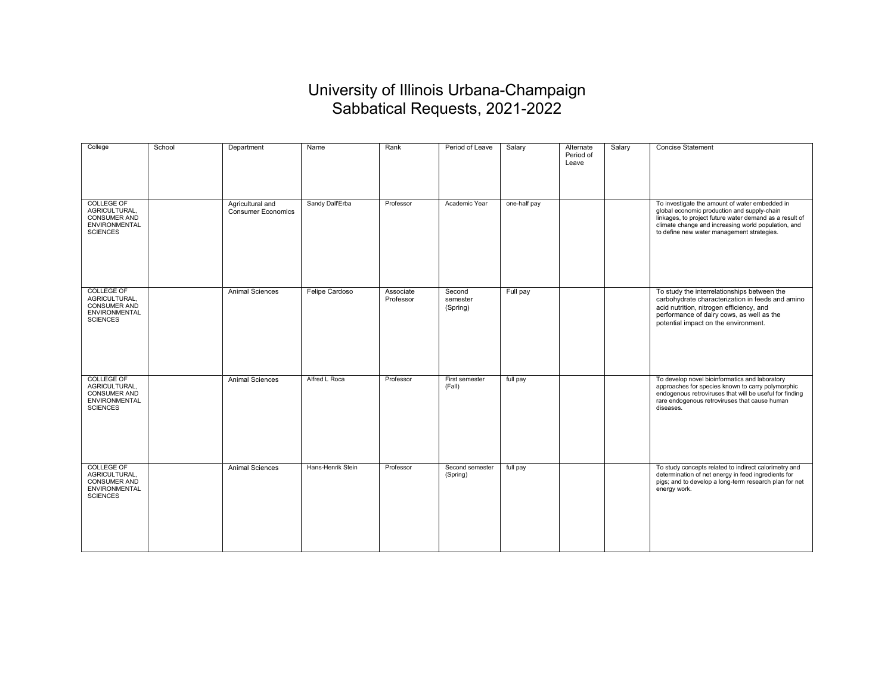# University of Illinois Urbana-Champaign
## Sabbatical Requests, 2021-2022

| College | School | Department | Name | Rank | Period of Leave | Salary | Alternate Period of Leave | Salary | Concise Statement |
|---|---|---|---|---|---|---|---|---|---|
| COLLEGE OF AGRICULTURAL, CONSUMER AND ENVIRONMENTAL SCIENCES | | Agricultural and Consumer Economics | Sandy Dall'Erba | Professor | Academic Year | one-half pay | | | To investigate the amount of water embedded in global economic production and supply-chain linkages, to project future water demand as a result of climate change and increasing world population, and to define new water management strategies. |
| COLLEGE OF AGRICULTURAL, CONSUMER AND ENVIRONMENTAL SCIENCES | | Animal Sciences | Felipe Cardoso | Associate Professor | Second semester (Spring) | Full pay | | | To study the interrelationships between the carbohydrate characterization in feeds and amino acid nutrition, nitrogen efficiency, and performance of dairy cows, as well as the potential impact on the environment. |
| COLLEGE OF AGRICULTURAL, CONSUMER AND ENVIRONMENTAL SCIENCES | | Animal Sciences | Alfred L Roca | Professor | First semester (Fall) | full pay | | | To develop novel bioinformatics and laboratory approaches for species known to carry polymorphic endogenous retroviruses that will be useful for finding rare endogenous retroviruses that cause human diseases. |
| COLLEGE OF AGRICULTURAL, CONSUMER AND ENVIRONMENTAL SCIENCES | | Animal Sciences | Hans-Henrik Stein | Professor | Second semester (Spring) | full pay | | | To study concepts related to indirect calorimetry and determination of net energy in feed ingredients for pigs; and to develop a long-term research plan for net energy work. |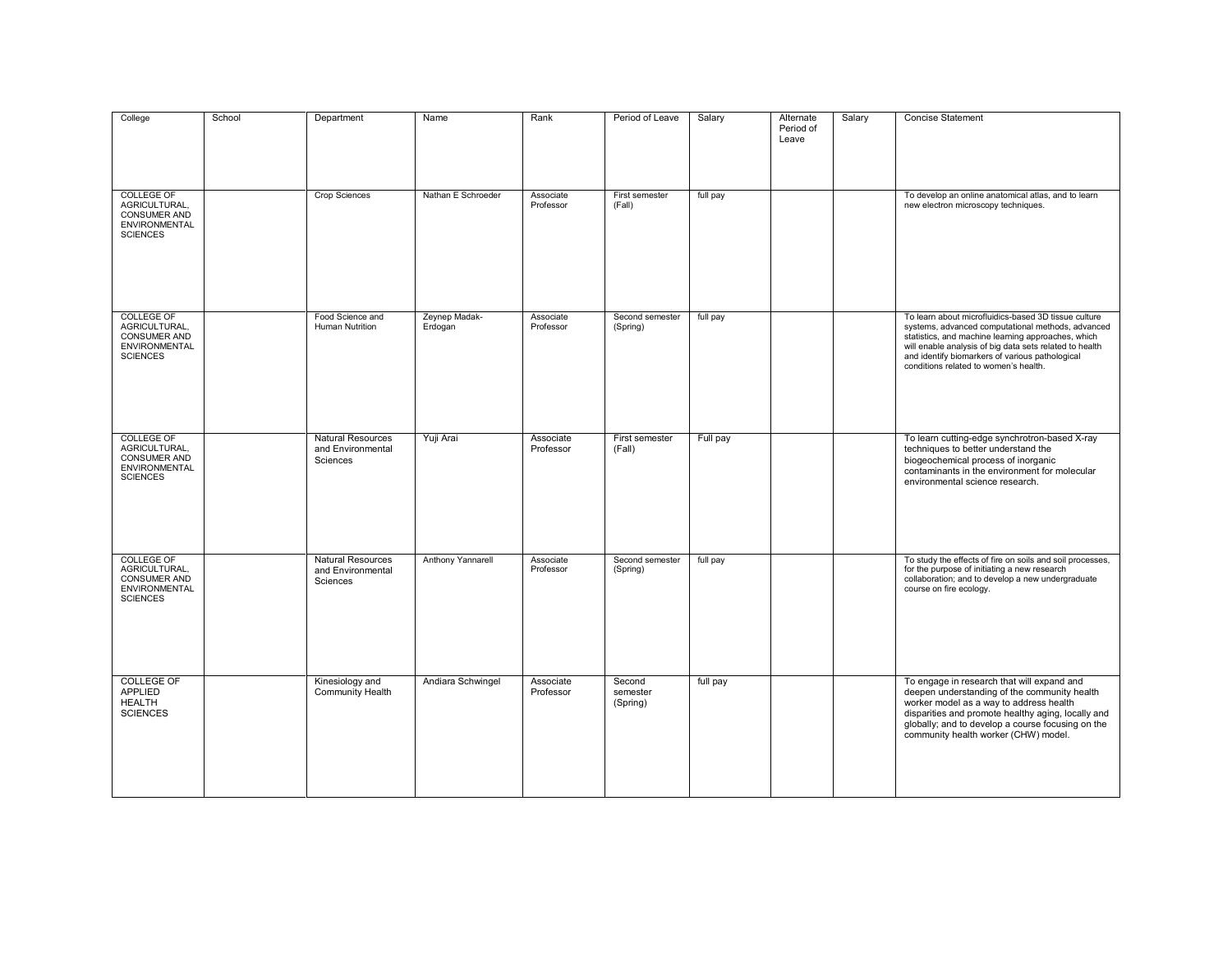| College | School | Department | Name | Rank | Period of Leave | Salary | Alternate Period of Leave | Salary | Concise Statement |
|---|---|---|---|---|---|---|---|---|---|
| COLLEGE OF AGRICULTURAL, CONSUMER AND ENVIRONMENTAL SCIENCES | | Crop Sciences | Nathan E Schroeder | Associate Professor | First semester (Fall) | full pay | | | To develop an online anatomical atlas, and to learn new electron microscopy techniques. |
| COLLEGE OF AGRICULTURAL, CONSUMER AND ENVIRONMENTAL SCIENCES | | Food Science and Human Nutrition | Zeynep Madak-Erdogan | Associate Professor | Second semester (Spring) | full pay | | | To learn about microfluidics-based 3D tissue culture systems, advanced computational methods, advanced statistics, and machine learning approaches, which will enable analysis of big data sets related to health and identify biomarkers of various pathological conditions related to women's health. |
| COLLEGE OF AGRICULTURAL, CONSUMER AND ENVIRONMENTAL SCIENCES | | Natural Resources and Environmental Sciences | Yuji Arai | Associate Professor | First semester (Fall) | Full pay | | | To learn cutting-edge synchrotron-based X-ray techniques to better understand the biogeochemical process of inorganic contaminants in the environment for molecular environmental science research. |
| COLLEGE OF AGRICULTURAL, CONSUMER AND ENVIRONMENTAL SCIENCES | | Natural Resources and Environmental Sciences | Anthony Yannarell | Associate Professor | Second semester (Spring) | full pay | | | To study the effects of fire on soils and soil processes, for the purpose of initiating a new research collaboration; and to develop a new undergraduate course on fire ecology. |
| COLLEGE OF APPLIED HEALTH SCIENCES | | Kinesiology and Community Health | Andiara Schwingel | Associate Professor | Second semester (Spring) | full pay | | | To engage in research that will expand and deepen understanding of the community health worker model as a way to address health disparities and promote healthy aging, locally and globally; and to develop a course focusing on the community health worker (CHW) model. |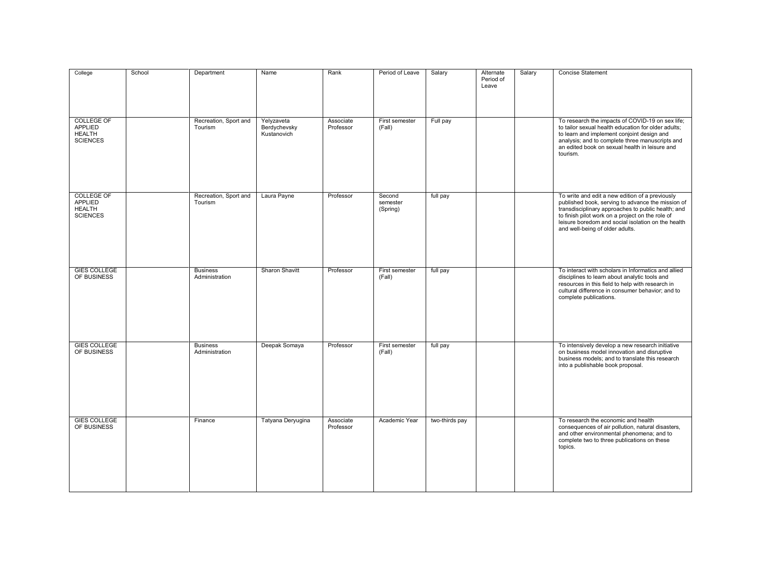| College | School | Department | Name | Rank | Period of Leave | Salary | Alternate Period of Leave | Salary | Concise Statement |
|---|---|---|---|---|---|---|---|---|---|
| COLLEGE OF APPLIED HEALTH SCIENCES | | Recreation, Sport and Tourism | Yelyzaveta Berdychevsky Kustanovich | Associate Professor | First semester (Fall) | Full pay | | | To research the impacts of COVID-19 on sex life; to tailor sexual health education for older adults; to learn and implement conjoint design and analysis; and to complete three manuscripts and an edited book on sexual health in leisure and tourism. |
| COLLEGE OF APPLIED HEALTH SCIENCES | | Recreation, Sport and Tourism | Laura Payne | Professor | Second semester (Spring) | full pay | | | To write and edit a new edition of a previously published book, serving to advance the mission of transdisciplinary approaches to public health; and to finish pilot work on a project on the role of leisure boredom and social isolation on the health and well-being of older adults. |
| GIES COLLEGE OF BUSINESS | | Business Administration | Sharon Shavitt | Professor | First semester (Fall) | full pay | | | To interact with scholars in Informatics and allied disciplines to learn about analytic tools and resources in this field to help with research in cultural difference in consumer behavior; and to complete publications. |
| GIES COLLEGE OF BUSINESS | | Business Administration | Deepak Somaya | Professor | First semester (Fall) | full pay | | | To intensively develop a new research initiative on business model innovation and disruptive business models; and to translate this research into a publishable book proposal. |
| GIES COLLEGE OF BUSINESS | | Finance | Tatyana Deryugina | Associate Professor | Academic Year | two-thirds pay | | | To research the economic and health consequences of air pollution, natural disasters, and other environmental phenomena; and to complete two to three publications on these topics. |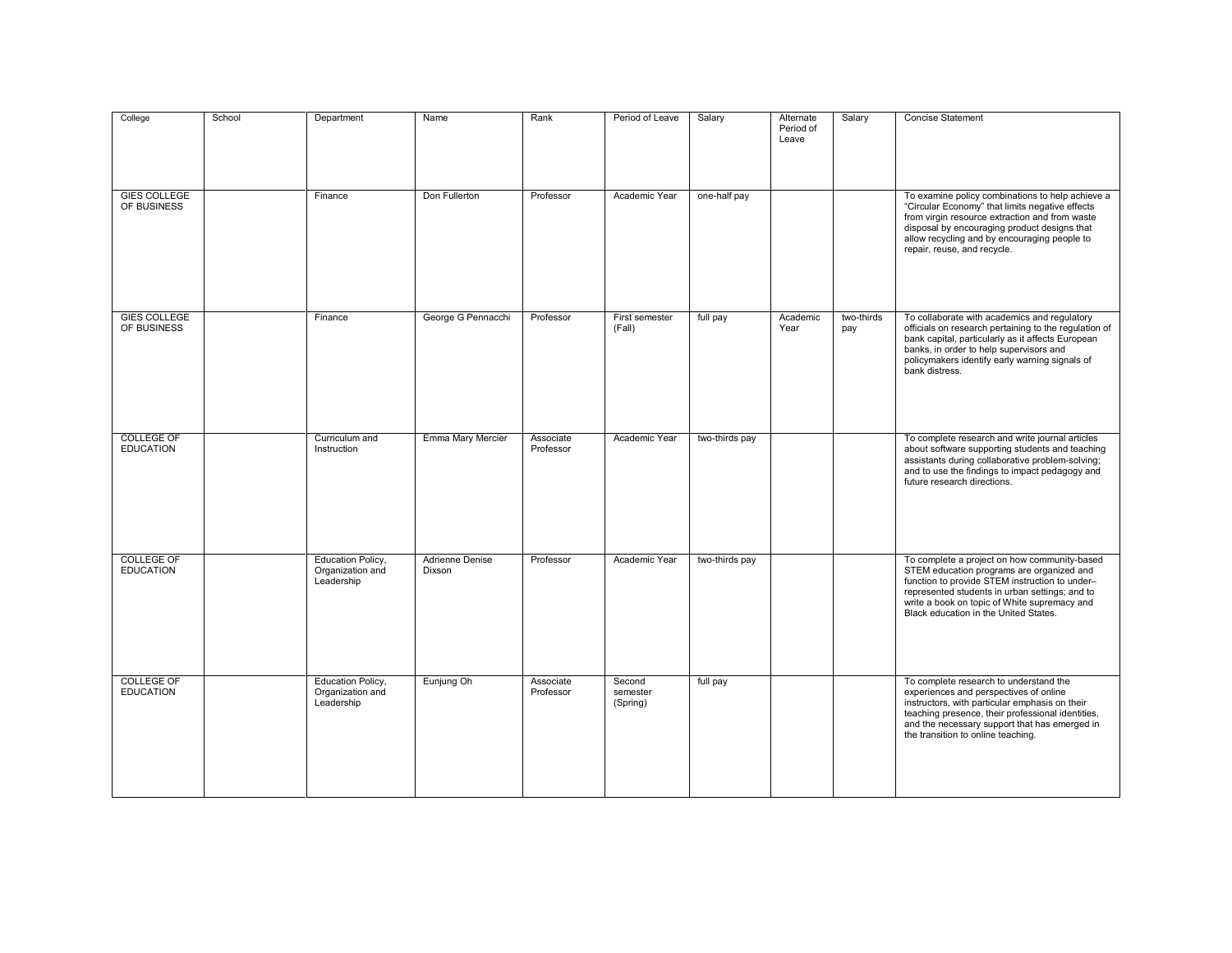| College | School | Department | Name | Rank | Period of Leave | Salary | Alternate Period of Leave | Salary | Concise Statement |
|---|---|---|---|---|---|---|---|---|---|
| GIES COLLEGE OF BUSINESS | | Finance | Don Fullerton | Professor | Academic Year | one-half pay | | | To examine policy combinations to help achieve a "Circular Economy" that limits negative effects from virgin resource extraction and from waste disposal by encouraging product designs that allow recycling and by encouraging people to repair, reuse, and recycle. |
| GIES COLLEGE OF BUSINESS | | Finance | George G Pennacchi | Professor | First semester (Fall) | full pay | Academic Year | two-thirds pay | To collaborate with academics and regulatory officials on research pertaining to the regulation of bank capital, particularly as it affects European banks, in order to help supervisors and policymakers identify early warning signals of bank distress. |
| COLLEGE OF EDUCATION | | Curriculum and Instruction | Emma Mary Mercier | Associate Professor | Academic Year | two-thirds pay | | | To complete research and write journal articles about software supporting students and teaching assistants during collaborative problem-solving; and to use the findings to impact pedagogy and future research directions. |
| COLLEGE OF EDUCATION | | Education Policy, Organization and Leadership | Adrienne Denise Dixson | Professor | Academic Year | two-thirds pay | | | To complete a project on how community-based STEM education programs are organized and function to provide STEM instruction to under–represented students in urban settings; and to write a book on topic of White supremacy and Black education in the United States. |
| COLLEGE OF EDUCATION | | Education Policy, Organization and Leadership | Eunjung Oh | Associate Professor | Second semester (Spring) | full pay | | | To complete research to understand the experiences and perspectives of online instructors, with particular emphasis on their teaching presence, their professional identities, and the necessary support that has emerged in the transition to online teaching. |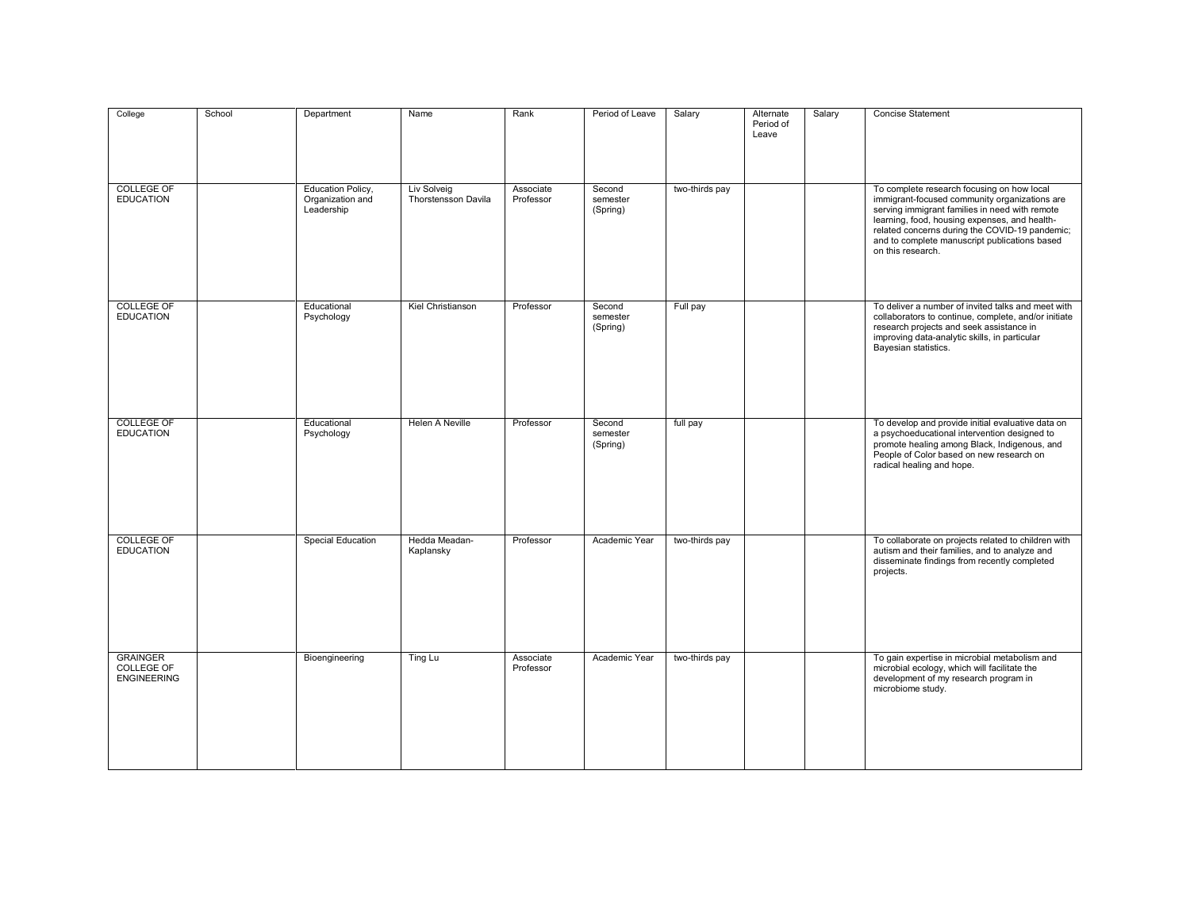| College | School | Department | Name | Rank | Period of Leave | Salary | Alternate Period of Leave | Salary | Concise Statement |
|---|---|---|---|---|---|---|---|---|---|
| COLLEGE OF EDUCATION | | Education Policy, Organization and Leadership | Liv Solveig Thorstensson Davila | Associate Professor | Second semester (Spring) | two-thirds pay | | | To complete research focusing on how local immigrant-focused community organizations are serving immigrant families in need with remote learning, food, housing expenses, and health-related concerns during the COVID-19 pandemic; and to complete manuscript publications based on this research. |
| COLLEGE OF EDUCATION | | Educational Psychology | Kiel Christianson | Professor | Second semester (Spring) | Full pay | | | To deliver a number of invited talks and meet with collaborators to continue, complete, and/or initiate research projects and seek assistance in improving data-analytic skills, in particular Bayesian statistics. |
| COLLEGE OF EDUCATION | | Educational Psychology | Helen A Neville | Professor | Second semester (Spring) | full pay | | | To develop and provide initial evaluative data on a psychoeducational intervention designed to promote healing among Black, Indigenous, and People of Color based on new research on radical healing and hope. |
| COLLEGE OF EDUCATION | | Special Education | Hedda Meadan-Kaplansky | Professor | Academic Year | two-thirds pay | | | To collaborate on projects related to children with autism and their families, and to analyze and disseminate findings from recently completed projects. |
| GRAINGER COLLEGE OF ENGINEERING | | Bioengineering | Ting Lu | Associate Professor | Academic Year | two-thirds pay | | | To gain expertise in microbial metabolism and microbial ecology, which will facilitate the development of my research program in microbiome study. |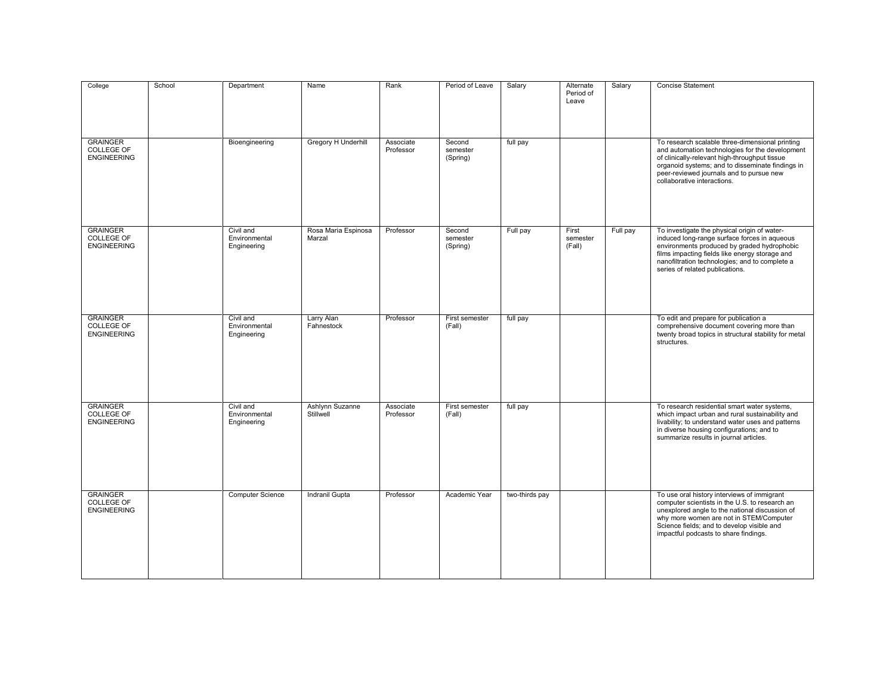| College | School | Department | Name | Rank | Period of Leave | Salary | Alternate Period of Leave | Salary | Concise Statement |
|---|---|---|---|---|---|---|---|---|---|
| GRAINGER COLLEGE OF ENGINEERING | | Bioengineering | Gregory H Underhill | Associate Professor | Second semester (Spring) | full pay | | | To research scalable three-dimensional printing and automation technologies for the development of clinically-relevant high-throughput tissue organoid systems; and to disseminate findings in peer-reviewed journals and to pursue new collaborative interactions. |
| GRAINGER COLLEGE OF ENGINEERING | | Civil and Environmental Engineering | Rosa Maria Espinosa Marzal | Professor | Second semester (Spring) | Full pay | First semester (Fall) | Full pay | To investigate the physical origin of water-induced long-range surface forces in aqueous environments produced by graded hydrophobic films impacting fields like energy storage and nanofiltration technologies; and to complete a series of related publications. |
| GRAINGER COLLEGE OF ENGINEERING | | Civil and Environmental Engineering | Larry Alan Fahnestock | Professor | First semester (Fall) | full pay | | | To edit and prepare for publication a comprehensive document covering more than twenty broad topics in structural stability for metal structures. |
| GRAINGER COLLEGE OF ENGINEERING | | Civil and Environmental Engineering | Ashlynn Suzanne Stillwell | Associate Professor | First semester (Fall) | full pay | | | To research residential smart water systems, which impact urban and rural sustainability and livability; to understand water uses and patterns in diverse housing configurations; and to summarize results in journal articles. |
| GRAINGER COLLEGE OF ENGINEERING | | Computer Science | Indranil Gupta | Professor | Academic Year | two-thirds pay | | | To use oral history interviews of immigrant computer scientists in the U.S. to research an unexplored angle to the national discussion of why more women are not in STEM/Computer Science fields; and to develop visible and impactful podcasts to share findings. |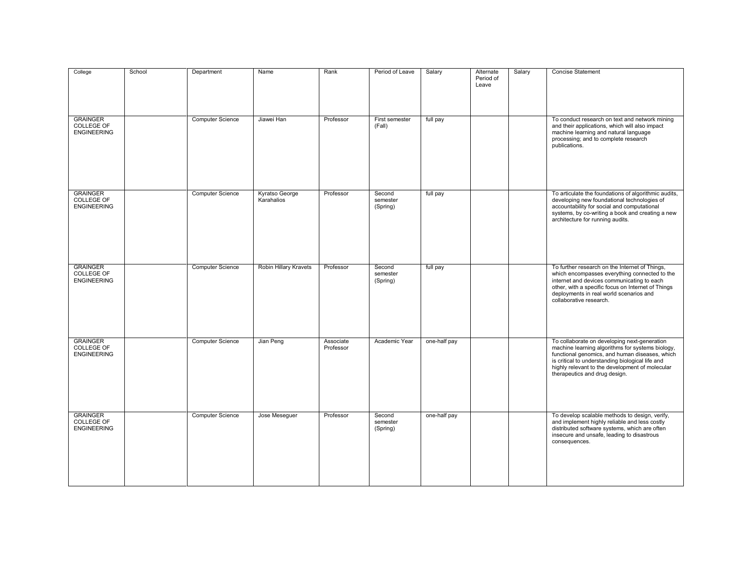| College | School | Department | Name | Rank | Period of Leave | Salary | Alternate Period of Leave | Salary | Concise Statement |
|---|---|---|---|---|---|---|---|---|---|
| GRAINGER COLLEGE OF ENGINEERING | | Computer Science | Jiawei Han | Professor | First semester (Fall) | full pay | | | To conduct research on text and network mining and their applications, which will also impact machine learning and natural language processing; and to complete research publications. |
| GRAINGER COLLEGE OF ENGINEERING | | Computer Science | Kyratso George Karahalios | Professor | Second semester (Spring) | full pay | | | To articulate the foundations of algorithmic audits, developing new foundational technologies of accountability for social and computational systems, by co-writing a book and creating a new architecture for running audits. |
| GRAINGER COLLEGE OF ENGINEERING | | Computer Science | Robin Hillary Kravets | Professor | Second semester (Spring) | full pay | | | To further research on the Internet of Things, which encompasses everything connected to the internet and devices communicating to each other, with a specific focus on Internet of Things deployments in real world scenarios and collaborative research. |
| GRAINGER COLLEGE OF ENGINEERING | | Computer Science | Jian Peng | Associate Professor | Academic Year | one-half pay | | | To collaborate on developing next-generation machine learning algorithms for systems biology, functional genomics, and human diseases, which is critical to understanding biological life and highly relevant to the development of molecular therapeutics and drug design. |
| GRAINGER COLLEGE OF ENGINEERING | | Computer Science | Jose Meseguer | Professor | Second semester (Spring) | one-half pay | | | To develop scalable methods to design, verify, and implement highly reliable and less costly distributed software systems, which are often insecure and unsafe, leading to disastrous consequences. |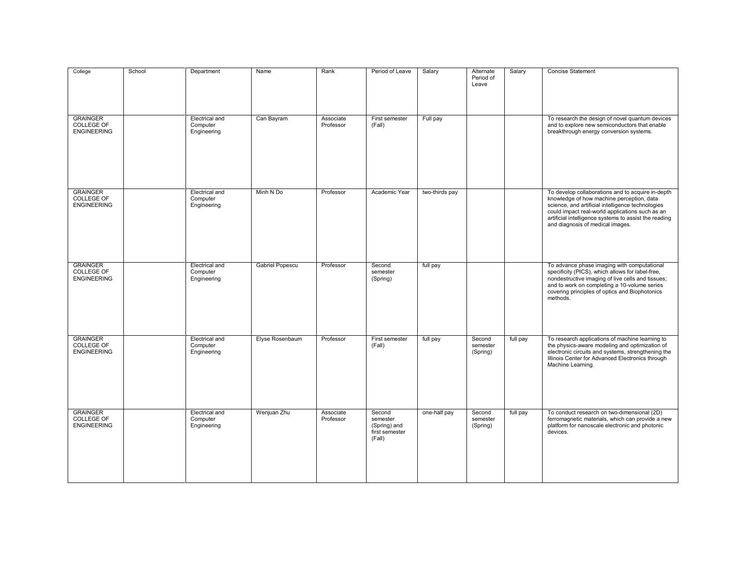| College | School | Department | Name | Rank | Period of Leave | Salary | Alternate Period of Leave | Salary | Concise Statement |
|---|---|---|---|---|---|---|---|---|---|
| GRAINGER COLLEGE OF ENGINEERING | | Electrical and Computer Engineering | Can Bayram | Associate Professor | First semester (Fall) | Full pay | | | To research the design of novel quantum devices and to explore new semiconductors that enable breakthrough energy conversion systems. |
| GRAINGER COLLEGE OF ENGINEERING | | Electrical and Computer Engineering | Minh N Do | Professor | Academic Year | two-thirds pay | | | To develop collaborations and to acquire in-depth knowledge of how machine perception, data science, and artificial intelligence technologies could impact real-world applications such as an artificial intelligence systems to assist the reading and diagnosis of medical images. |
| GRAINGER COLLEGE OF ENGINEERING | | Electrical and Computer Engineering | Gabriel Popescu | Professor | Second semester (Spring) | full pay | | | To advance phase imaging with computational specificity (PICS), which allows for label-free, nondestructive imaging of live cells and tissues; and to work on completing a 10-volume series covering principles of optics and Biophotonics methods. |
| GRAINGER COLLEGE OF ENGINEERING | | Electrical and Computer Engineering | Elyse Rosenbaum | Professor | First semester (Fall) | full pay | Second semester (Spring) | full pay | To research applications of machine learning to the physics-aware modeling and optimization of electronic circuits and systems, strengthening the Illinois Center for Advanced Electronics through Machine Learning. |
| GRAINGER COLLEGE OF ENGINEERING | | Electrical and Computer Engineering | Wenjuan Zhu | Associate Professor | Second semester (Spring) and first semester (Fall) | one-half pay | Second semester (Spring) | full pay | To conduct research on two-dimensional (2D) ferromagnetic materials, which can provide a new platform for nanoscale electronic and photonic devices. |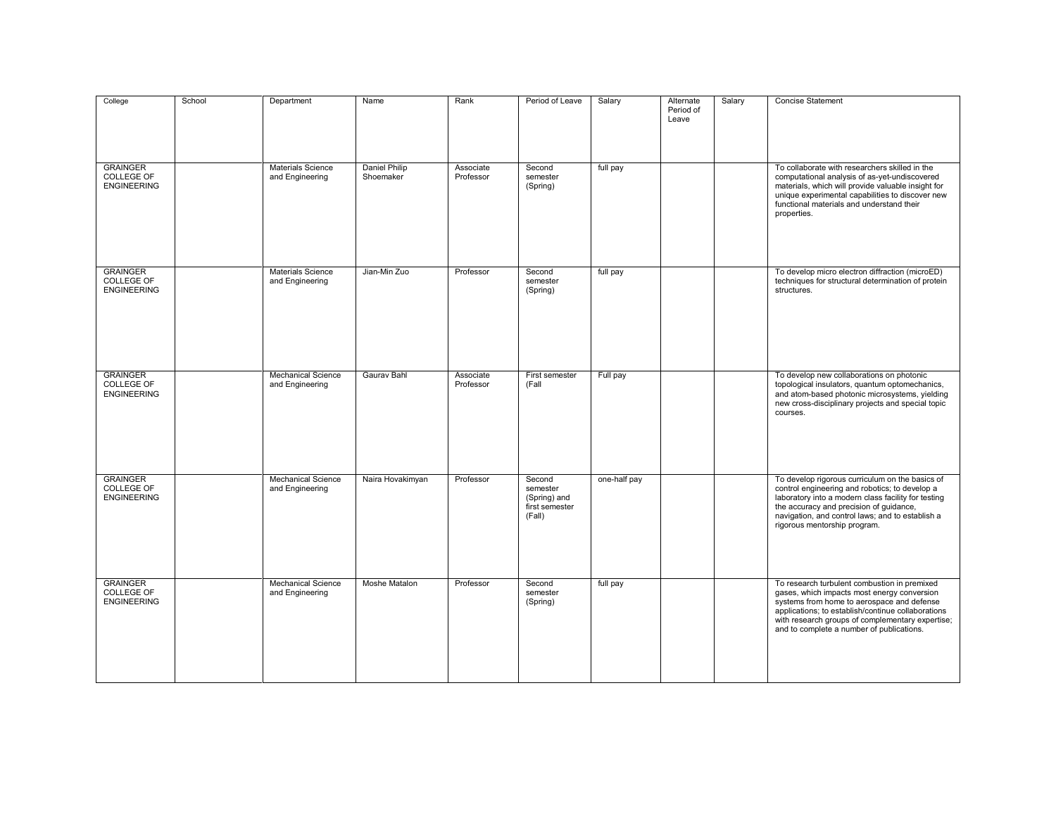| College | School | Department | Name | Rank | Period of Leave | Salary | Alternate Period of Leave | Salary | Concise Statement |
|---|---|---|---|---|---|---|---|---|---|
| GRAINGER COLLEGE OF ENGINEERING | | Materials Science and Engineering | Daniel Philip Shoemaker | Associate Professor | Second semester (Spring) | full pay | | | To collaborate with researchers skilled in the computational analysis of as-yet-undiscovered materials, which will provide valuable insight for unique experimental capabilities to discover new functional materials and understand their properties. |
| GRAINGER COLLEGE OF ENGINEERING | | Materials Science and Engineering | Jian-Min Zuo | Professor | Second semester (Spring) | full pay | | | To develop micro electron diffraction (microED) techniques for structural determination of protein structures. |
| GRAINGER COLLEGE OF ENGINEERING | | Mechanical Science and Engineering | Gaurav Bahl | Associate Professor | First semester (Fall | Full pay | | | To develop new collaborations on photonic topological insulators, quantum optomechanics, and atom-based photonic microsystems, yielding new cross-disciplinary projects and special topic courses. |
| GRAINGER COLLEGE OF ENGINEERING | | Mechanical Science and Engineering | Naira Hovakimyan | Professor | Second semester (Spring) and first semester (Fall) | one-half pay | | | To develop rigorous curriculum on the basics of control engineering and robotics; to develop a laboratory into a modern class facility for testing the accuracy and precision of guidance, navigation, and control laws; and to establish a rigorous mentorship program. |
| GRAINGER COLLEGE OF ENGINEERING | | Mechanical Science and Engineering | Moshe Matalon | Professor | Second semester (Spring) | full pay | | | To research turbulent combustion in premixed gases, which impacts most energy conversion systems from home to aerospace and defense applications; to establish/continue collaborations with research groups of complementary expertise; and to complete a number of publications. |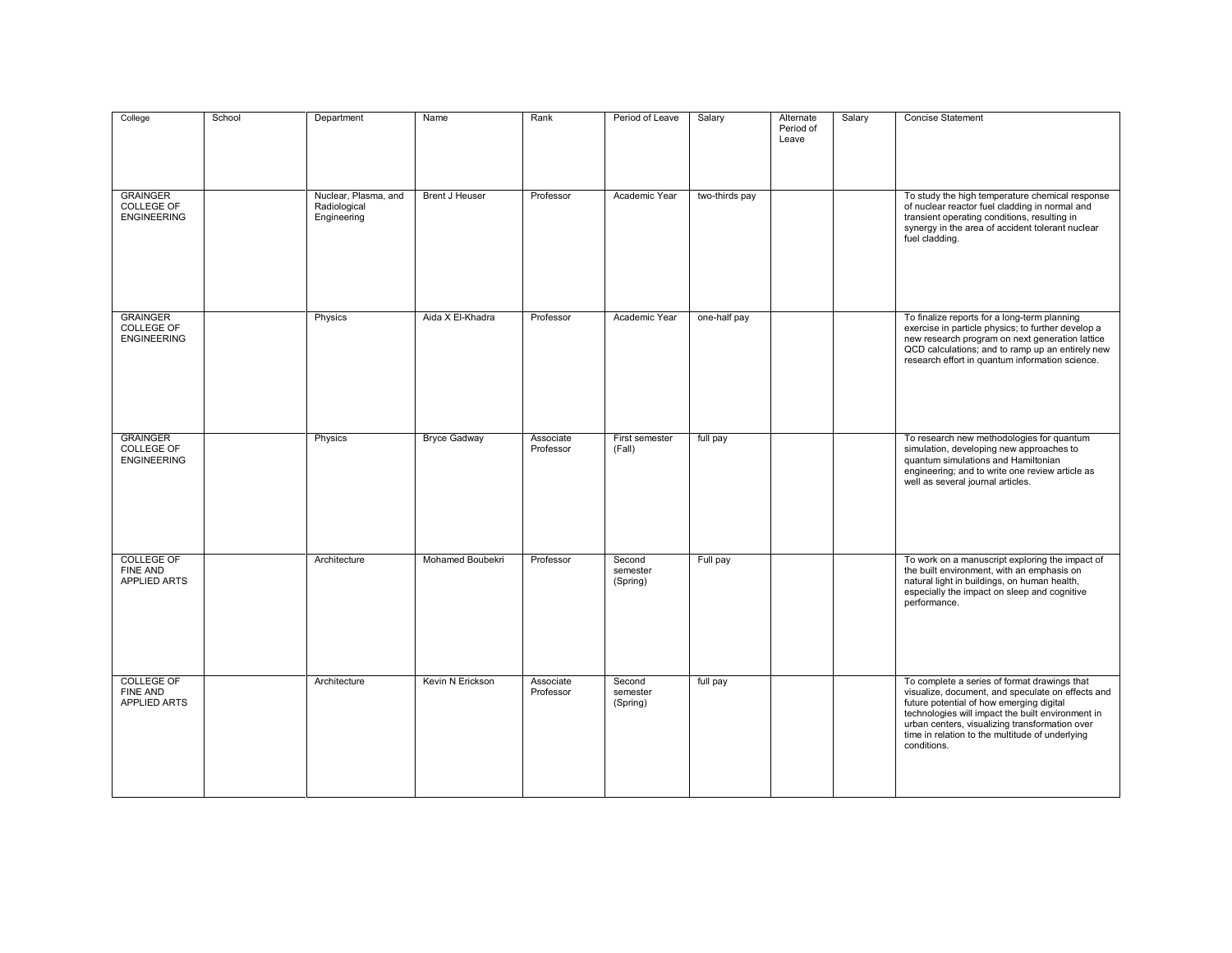| College | School | Department | Name | Rank | Period of Leave | Salary | Alternate Period of Leave | Salary | Concise Statement |
| --- | --- | --- | --- | --- | --- | --- | --- | --- | --- |
| GRAINGER COLLEGE OF ENGINEERING | | Nuclear, Plasma, and Radiological Engineering | Brent J Heuser | Professor | Academic Year | two-thirds pay | | | To study the high temperature chemical response of nuclear reactor fuel cladding in normal and transient operating conditions, resulting in synergy in the area of accident tolerant nuclear fuel cladding. |
| GRAINGER COLLEGE OF ENGINEERING | | Physics | Aida X El-Khadra | Professor | Academic Year | one-half pay | | | To finalize reports for a long-term planning exercise in particle physics; to further develop a new research program on next generation lattice QCD calculations; and to ramp up an entirely new research effort in quantum information science. |
| GRAINGER COLLEGE OF ENGINEERING | | Physics | Bryce Gadway | Associate Professor | First semester (Fall) | full pay | | | To research new methodologies for quantum simulation, developing new approaches to quantum simulations and Hamiltonian engineering; and to write one review article as well as several journal articles. |
| COLLEGE OF FINE AND APPLIED ARTS | | Architecture | Mohamed Boubekri | Professor | Second semester (Spring) | Full pay | | | To work on a manuscript exploring the impact of the built environment, with an emphasis on natural light in buildings, on human health, especially the impact on sleep and cognitive performance. |
| COLLEGE OF FINE AND APPLIED ARTS | | Architecture | Kevin N Erickson | Associate Professor | Second semester (Spring) | full pay | | | To complete a series of format drawings that visualize, document, and speculate on effects and future potential of how emerging digital technologies will impact the built environment in urban centers, visualizing transformation over time in relation to the multitude of underlying conditions. |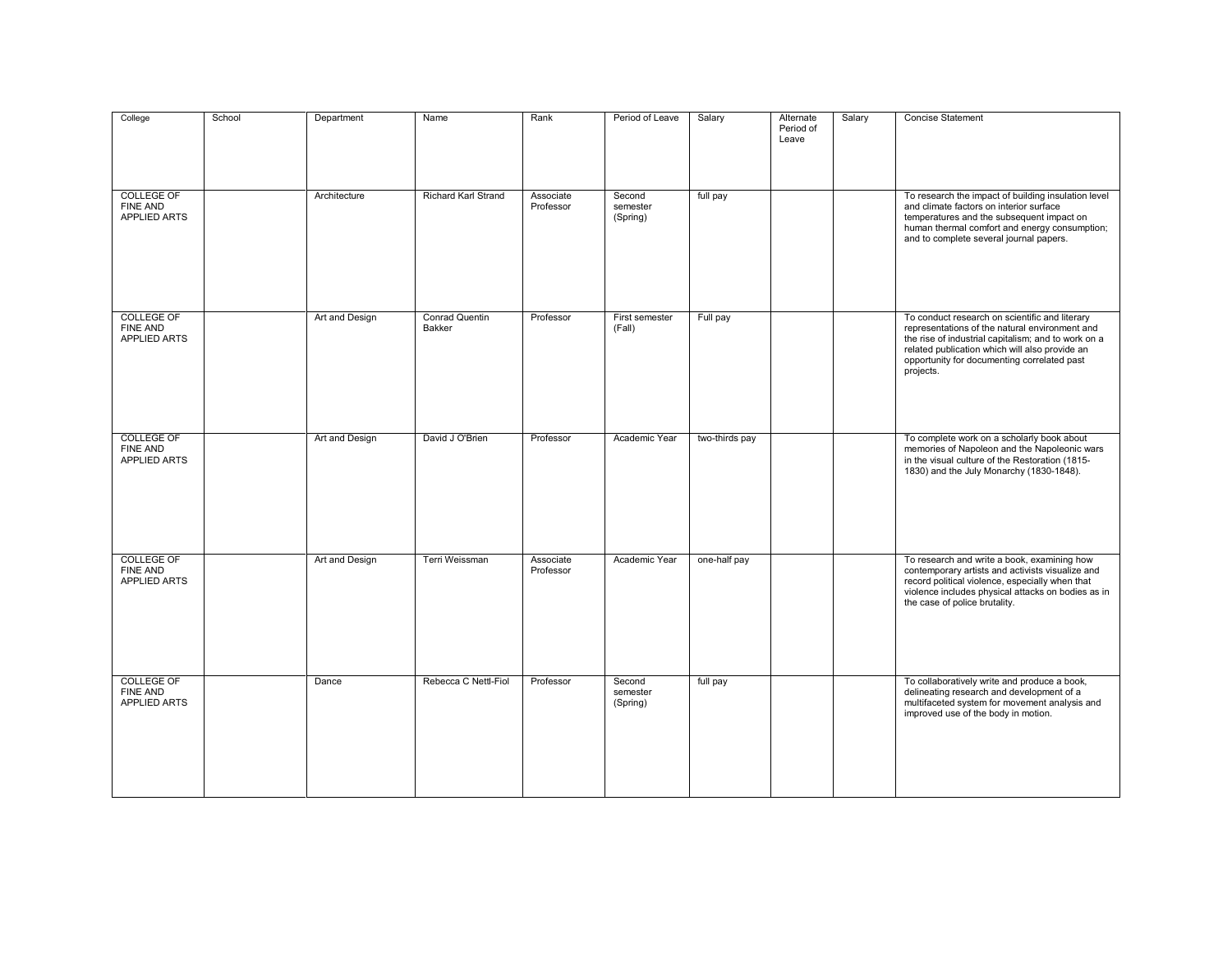| College | School | Department | Name | Rank | Period of Leave | Salary | Alternate Period of Leave | Salary | Concise Statement |
|---|---|---|---|---|---|---|---|---|---|
| COLLEGE OF FINE AND APPLIED ARTS | | Architecture | Richard Karl Strand | Associate Professor | Second semester (Spring) | full pay | | | To research the impact of building insulation level and climate factors on interior surface temperatures and the subsequent impact on human thermal comfort and energy consumption; and to complete several journal papers. |
| COLLEGE OF FINE AND APPLIED ARTS | | Art and Design | Conrad Quentin Bakker | Professor | First semester (Fall) | Full pay | | | To conduct research on scientific and literary representations of the natural environment and the rise of industrial capitalism; and to work on a related publication which will also provide an opportunity for documenting correlated past projects. |
| COLLEGE OF FINE AND APPLIED ARTS | | Art and Design | David J O'Brien | Professor | Academic Year | two-thirds pay | | | To complete work on a scholarly book about memories of Napoleon and the Napoleonic wars in the visual culture of the Restoration (1815-1830) and the July Monarchy (1830-1848). |
| COLLEGE OF FINE AND APPLIED ARTS | | Art and Design | Terri Weissman | Associate Professor | Academic Year | one-half pay | | | To research and write a book, examining how contemporary artists and activists visualize and record political violence, especially when that violence includes physical attacks on bodies as in the case of police brutality. |
| COLLEGE OF FINE AND APPLIED ARTS | | Dance | Rebecca C Nettl-Fiol | Professor | Second semester (Spring) | full pay | | | To collaboratively write and produce a book, delineating research and development of a multifaceted system for movement analysis and improved use of the body in motion. |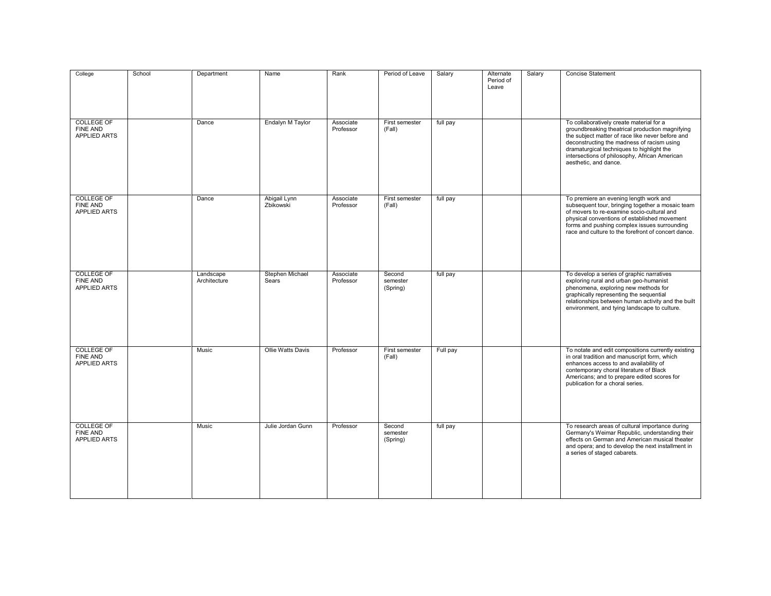| College | School | Department | Name | Rank | Period of Leave | Salary | Alternate Period of Leave | Salary | Concise Statement |
|---|---|---|---|---|---|---|---|---|---|
| COLLEGE OF FINE AND APPLIED ARTS | | Dance | Endalyn M Taylor | Associate Professor | First semester (Fall) | full pay | | | To collaboratively create material for a groundbreaking theatrical production magnifying the subject matter of race like never before and deconstructing the madness of racism using dramaturgical techniques to highlight the intersections of philosophy, African American aesthetic, and dance. |
| COLLEGE OF FINE AND APPLIED ARTS | | Dance | Abigail Lynn Zbikowski | Associate Professor | First semester (Fall) | full pay | | | To premiere an evening length work and subsequent tour, bringing together a mosaic team of movers to re-examine socio-cultural and physical conventions of established movement forms and pushing complex issues surrounding race and culture to the forefront of concert dance. |
| COLLEGE OF FINE AND APPLIED ARTS | | Landscape Architecture | Stephen Michael Sears | Associate Professor | Second semester (Spring) | full pay | | | To develop a series of graphic narratives exploring rural and urban geo-humanist phenomena, exploring new methods for graphically representing the sequential relationships between human activity and the built environment, and tying landscape to culture. |
| COLLEGE OF FINE AND APPLIED ARTS | | Music | Ollie Watts Davis | Professor | First semester (Fall) | Full pay | | | To notate and edit compositions currently existing in oral tradition and manuscript form, which enhances access to and availability of contemporary choral literature of Black Americans; and to prepare edited scores for publication for a choral series. |
| COLLEGE OF FINE AND APPLIED ARTS | | Music | Julie Jordan Gunn | Professor | Second semester (Spring) | full pay | | | To research areas of cultural importance during Germany's Weimar Republic, understanding their effects on German and American musical theater and opera; and to develop the next installment in a series of staged cabarets. |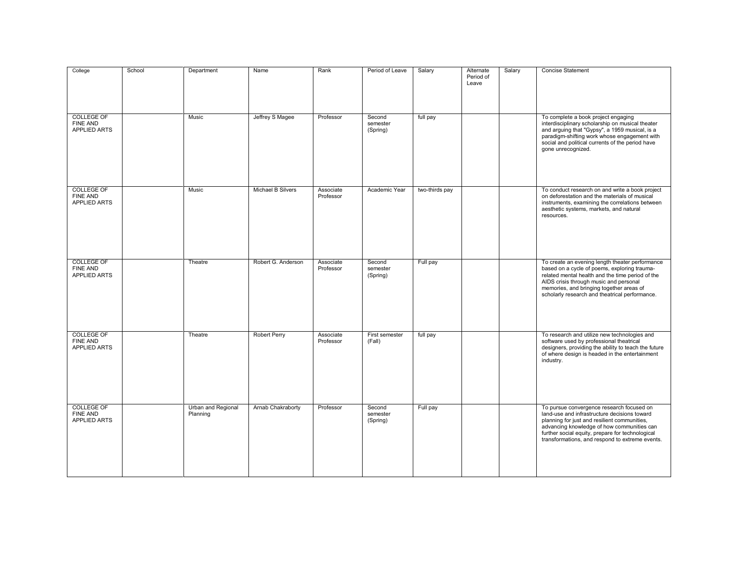| College | School | Department | Name | Rank | Period of Leave | Salary | Alternate Period of Leave | Salary | Concise Statement |
|---|---|---|---|---|---|---|---|---|---|
| COLLEGE OF FINE AND APPLIED ARTS | | Music | Jeffrey S Magee | Professor | Second semester (Spring) | full pay | | | To complete a book project engaging interdisciplinary scholarship on musical theater and arguing that "Gypsy", a 1959 musical, is a paradigm-shifting work whose engagement with social and political currents of the period have gone unrecognized. |
| COLLEGE OF FINE AND APPLIED ARTS | | Music | Michael B Silvers | Associate Professor | Academic Year | two-thirds pay | | | To conduct research on and write a book project on deforestation and the materials of musical instruments, examining the correlations between aesthetic systems, markets, and natural resources. |
| COLLEGE OF FINE AND APPLIED ARTS | | Theatre | Robert G. Anderson | Associate Professor | Second semester (Spring) | Full pay | | | To create an evening length theater performance based on a cycle of poems, exploring trauma-related mental health and the time period of the AIDS crisis through music and personal memories, and bringing together areas of scholarly research and theatrical performance. |
| COLLEGE OF FINE AND APPLIED ARTS | | Theatre | Robert Perry | Associate Professor | First semester (Fall) | full pay | | | To research and utilize new technologies and software used by professional theatrical designers, providing the ability to teach the future of where design is headed in the entertainment industry. |
| COLLEGE OF FINE AND APPLIED ARTS | | Urban and Regional Planning | Arnab Chakraborty | Professor | Second semester (Spring) | Full pay | | | To pursue convergence research focused on land-use and infrastructure decisions toward planning for just and resilient communities, advancing knowledge of how communities can further social equity, prepare for technological transformations, and respond to extreme events. |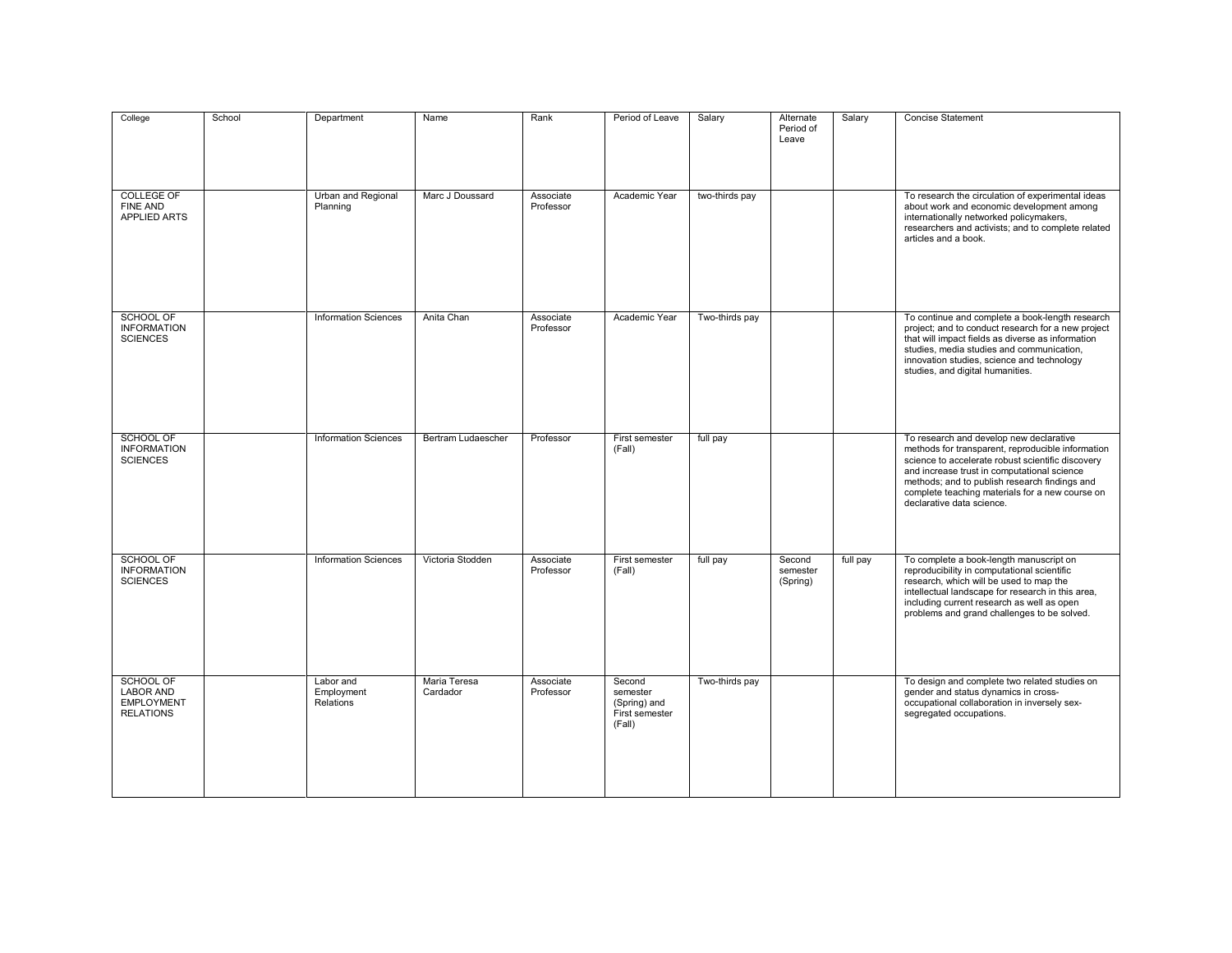| College | School | Department | Name | Rank | Period of Leave | Salary | Alternate Period of Leave | Salary | Concise Statement |
|---|---|---|---|---|---|---|---|---|---|
| COLLEGE OF FINE AND APPLIED ARTS | | Urban and Regional Planning | Marc J Doussard | Associate Professor | Academic Year | two-thirds pay | | | To research the circulation of experimental ideas about work and economic development among internationally networked policymakers, researchers and activists; and to complete related articles and a book. |
| SCHOOL OF INFORMATION SCIENCES | | Information Sciences | Anita Chan | Associate Professor | Academic Year | Two-thirds pay | | | To continue and complete a book-length research project; and to conduct research for a new project that will impact fields as diverse as information studies, media studies and communication, innovation studies, science and technology studies, and digital humanities. |
| SCHOOL OF INFORMATION SCIENCES | | Information Sciences | Bertram Ludaescher | Professor | First semester (Fall) | full pay | | | To research and develop new declarative methods for transparent, reproducible information science to accelerate robust scientific discovery and increase trust in computational science methods; and to publish research findings and complete teaching materials for a new course on declarative data science. |
| SCHOOL OF INFORMATION SCIENCES | | Information Sciences | Victoria Stodden | Associate Professor | First semester (Fall) | full pay | Second semester (Spring) | full pay | To complete a book-length manuscript on reproducibility in computational scientific research, which will be used to map the intellectual landscape for research in this area, including current research as well as open problems and grand challenges to be solved. |
| SCHOOL OF LABOR AND EMPLOYMENT RELATIONS | | Labor and Employment Relations | Maria Teresa Cardador | Associate Professor | Second semester (Spring) and First semester (Fall) | Two-thirds pay | | | To design and complete two related studies on gender and status dynamics in cross-occupational collaboration in inversely sex-segregated occupations. |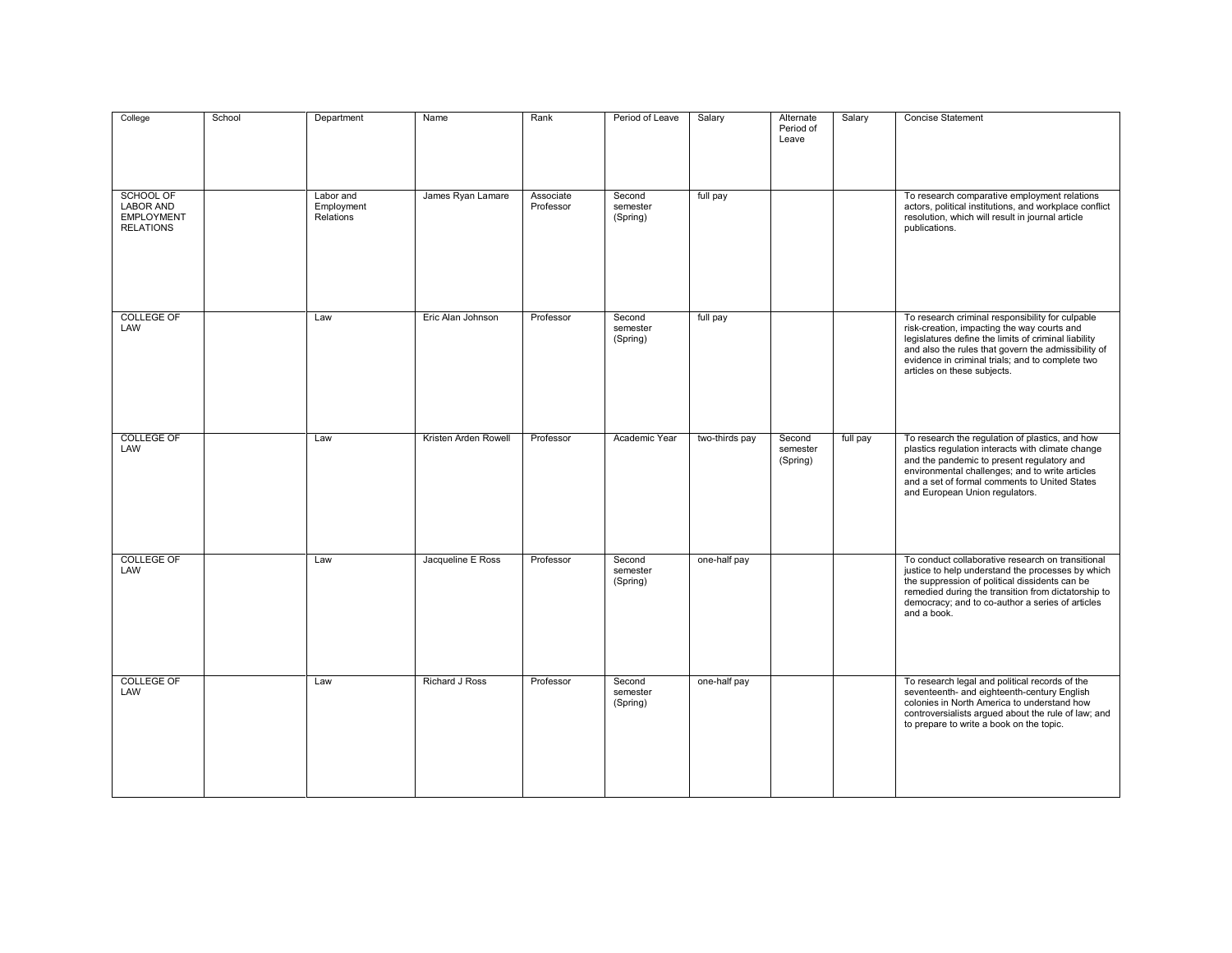| College | School | Department | Name | Rank | Period of Leave | Salary | Alternate Period of Leave | Salary | Concise Statement |
|---|---|---|---|---|---|---|---|---|---|
| SCHOOL OF LABOR AND EMPLOYMENT RELATIONS | | Labor and Employment Relations | James Ryan Lamare | Associate Professor | Second semester (Spring) | full pay | | | To research comparative employment relations actors, political institutions, and workplace conflict resolution, which will result in journal article publications. |
| COLLEGE OF LAW | | Law | Eric Alan Johnson | Professor | Second semester (Spring) | full pay | | | To research criminal responsibility for culpable risk-creation, impacting the way courts and legislatures define the limits of criminal liability and also the rules that govern the admissibility of evidence in criminal trials; and to complete two articles on these subjects. |
| COLLEGE OF LAW | | Law | Kristen Arden Rowell | Professor | Academic Year | two-thirds pay | Second semester (Spring) | full pay | To research the regulation of plastics, and how plastics regulation interacts with climate change and the pandemic to present regulatory and environmental challenges; and to write articles and a set of formal comments to United States and European Union regulators. |
| COLLEGE OF LAW | | Law | Jacqueline E Ross | Professor | Second semester (Spring) | one-half pay | | | To conduct collaborative research on transitional justice to help understand the processes by which the suppression of political dissidents can be remedied during the transition from dictatorship to democracy; and to co-author a series of articles and a book. |
| COLLEGE OF LAW | | Law | Richard J Ross | Professor | Second semester (Spring) | one-half pay | | | To research legal and political records of the seventeenth- and eighteenth-century English colonies in North America to understand how controversialists argued about the rule of law; and to prepare to write a book on the topic. |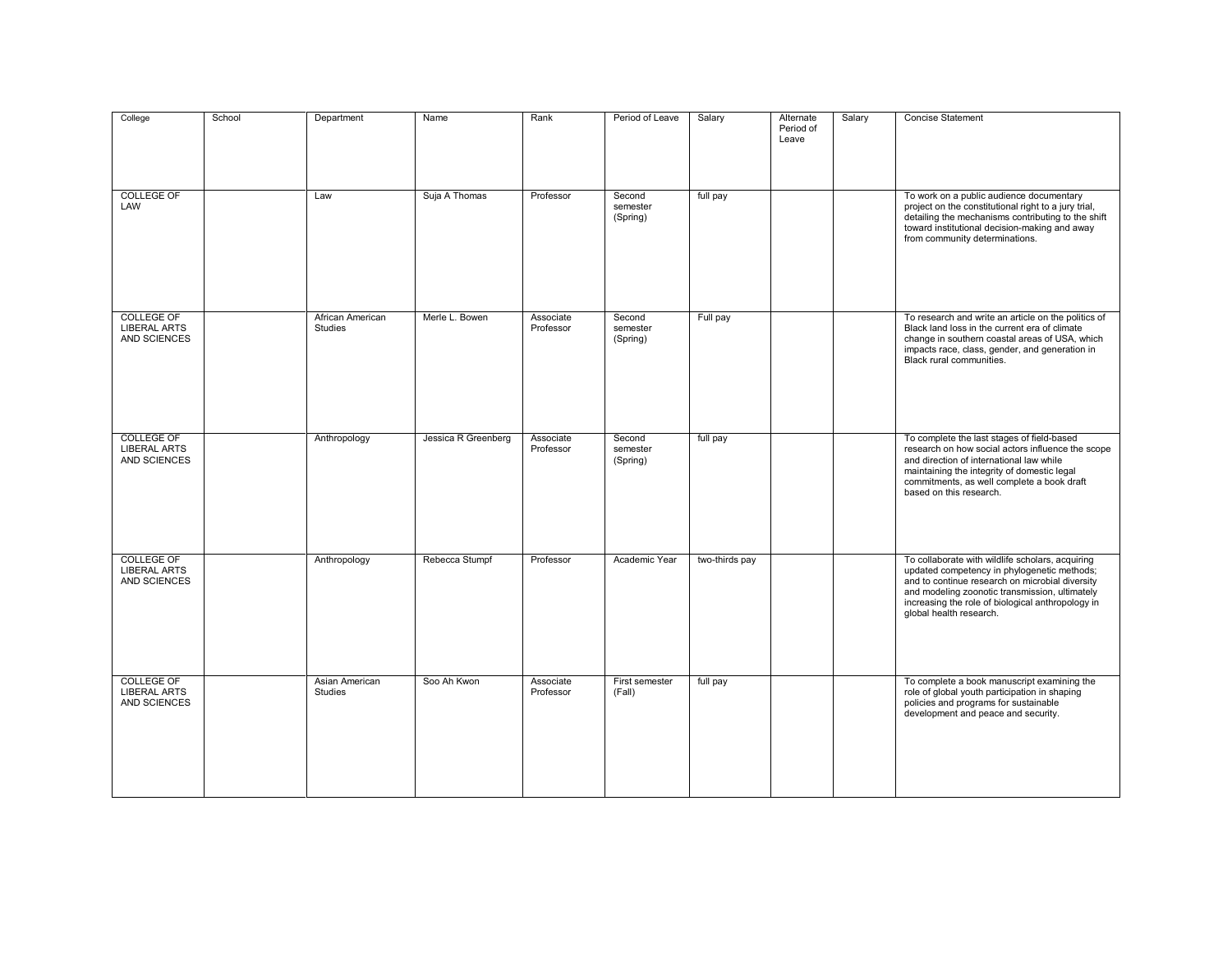| College | School | Department | Name | Rank | Period of Leave | Salary | Alternate Period of Leave | Salary | Concise Statement |
|---|---|---|---|---|---|---|---|---|---|
| COLLEGE OF LAW | | Law | Suja A Thomas | Professor | Second semester (Spring) | full pay | | | To work on a public audience documentary project on the constitutional right to a jury trial, detailing the mechanisms contributing to the shift toward institutional decision-making and away from community determinations. |
| COLLEGE OF LIBERAL ARTS AND SCIENCES | | African American Studies | Merle L. Bowen | Associate Professor | Second semester (Spring) | Full pay | | | To research and write an article on the politics of Black land loss in the current era of climate change in southern coastal areas of USA, which impacts race, class, gender, and generation in Black rural communities. |
| COLLEGE OF LIBERAL ARTS AND SCIENCES | | Anthropology | Jessica R Greenberg | Associate Professor | Second semester (Spring) | full pay | | | To complete the last stages of field-based research on how social actors influence the scope and direction of international law while maintaining the integrity of domestic legal commitments, as well complete a book draft based on this research. |
| COLLEGE OF LIBERAL ARTS AND SCIENCES | | Anthropology | Rebecca Stumpf | Professor | Academic Year | two-thirds pay | | | To collaborate with wildlife scholars, acquiring updated competency in phylogenetic methods; and to continue research on microbial diversity and modeling zoonotic transmission, ultimately increasing the role of biological anthropology in global health research. |
| COLLEGE OF LIBERAL ARTS AND SCIENCES | | Asian American Studies | Soo Ah Kwon | Associate Professor | First semester (Fall) | full pay | | | To complete a book manuscript examining the role of global youth participation in shaping policies and programs for sustainable development and peace and security. |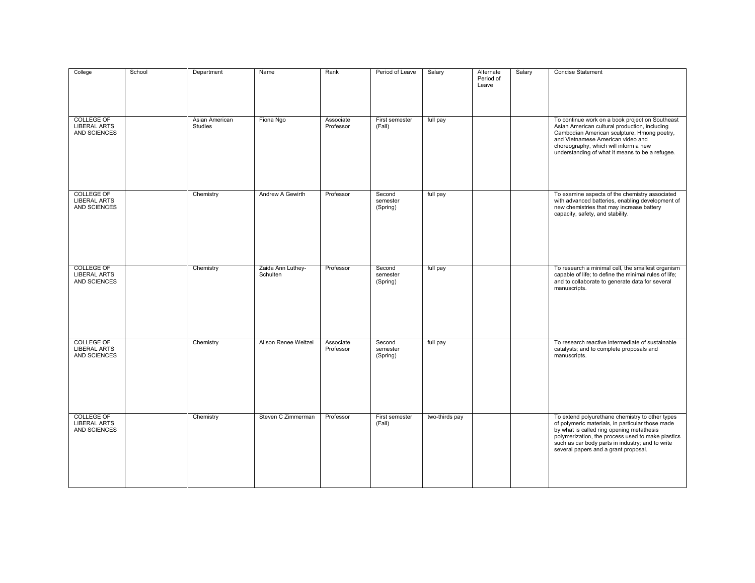| College | School | Department | Name | Rank | Period of Leave | Salary | Alternate Period of Leave | Salary | Concise Statement |
| --- | --- | --- | --- | --- | --- | --- | --- | --- | --- |
| COLLEGE OF LIBERAL ARTS AND SCIENCES | | Asian American Studies | Fiona Ngo | Associate Professor | First semester (Fall) | full pay | | | To continue work on a book project on Southeast Asian American cultural production, including Cambodian American sculpture, Hmong poetry, and Vietnamese American video and choreography, which will inform a new understanding of what it means to be a refugee. |
| COLLEGE OF LIBERAL ARTS AND SCIENCES | | Chemistry | Andrew A Gewirth | Professor | Second semester (Spring) | full pay | | | To examine aspects of the chemistry associated with advanced batteries, enabling development of new chemistries that may increase battery capacity, safety, and stability. |
| COLLEGE OF LIBERAL ARTS AND SCIENCES | | Chemistry | Zaida Ann Luthey-Schulten | Professor | Second semester (Spring) | full pay | | | To research a minimal cell, the smallest organism capable of life; to define the minimal rules of life; and to collaborate to generate data for several manuscripts. |
| COLLEGE OF LIBERAL ARTS AND SCIENCES | | Chemistry | Alison Renee Weitzel | Associate Professor | Second semester (Spring) | full pay | | | To research reactive intermediate of sustainable catalysts; and to complete proposals and manuscripts. |
| COLLEGE OF LIBERAL ARTS AND SCIENCES | | Chemistry | Steven C Zimmerman | Professor | First semester (Fall) | two-thirds pay | | | To extend polyurethane chemistry to other types of polymeric materials, in particular those made by what is called ring opening metathesis polymerization, the process used to make plastics such as car body parts in industry; and to write several papers and a grant proposal. |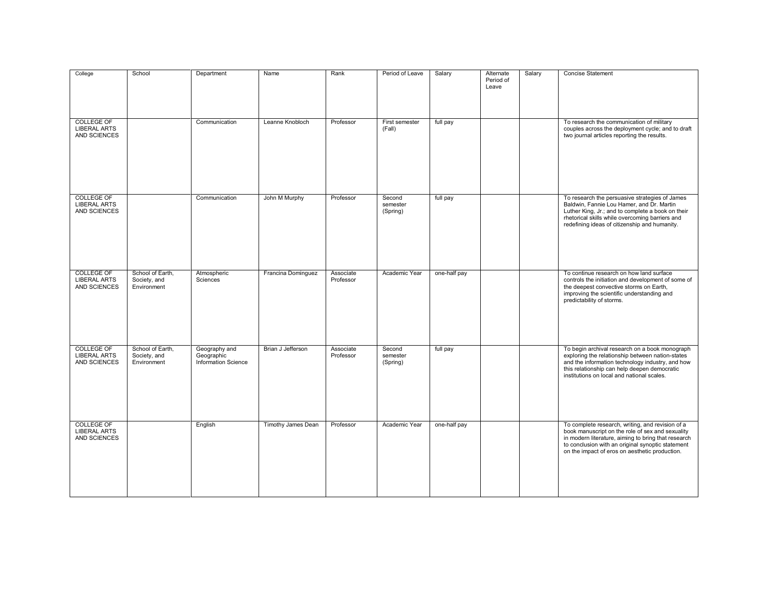| College | School | Department | Name | Rank | Period of Leave | Salary | Alternate Period of Leave | Salary | Concise Statement |
|---|---|---|---|---|---|---|---|---|---|
| COLLEGE OF LIBERAL ARTS AND SCIENCES | | Communication | Leanne Knobloch | Professor | First semester (Fall) | full pay | | | To research the communication of military couples across the deployment cycle; and to draft two journal articles reporting the results. |
| COLLEGE OF LIBERAL ARTS AND SCIENCES | | Communication | John M Murphy | Professor | Second semester (Spring) | full pay | | | To research the persuasive strategies of James Baldwin, Fannie Lou Hamer, and Dr. Martin Luther King, Jr.; and to complete a book on their rhetorical skills while overcoming barriers and redefining ideas of citizenship and humanity. |
| COLLEGE OF LIBERAL ARTS AND SCIENCES | School of Earth, Society, and Environment | Atmospheric Sciences | Francina Dominguez | Associate Professor | Academic Year | one-half pay | | | To continue research on how land surface controls the initiation and development of some of the deepest convective storms on Earth, improving the scientific understanding and predictability of storms. |
| COLLEGE OF LIBERAL ARTS AND SCIENCES | School of Earth, Society, and Environment | Geography and Geographic Information Science | Brian J Jefferson | Associate Professor | Second semester (Spring) | full pay | | | To begin archival research on a book monograph exploring the relationship between nation-states and the information technology industry, and how this relationship can help deepen democratic institutions on local and national scales. |
| COLLEGE OF LIBERAL ARTS AND SCIENCES | | English | Timothy James Dean | Professor | Academic Year | one-half pay | | | To complete research, writing, and revision of a book manuscript on the role of sex and sexuality in modern literature, aiming to bring that research to conclusion with an original synoptic statement on the impact of eros on aesthetic production. |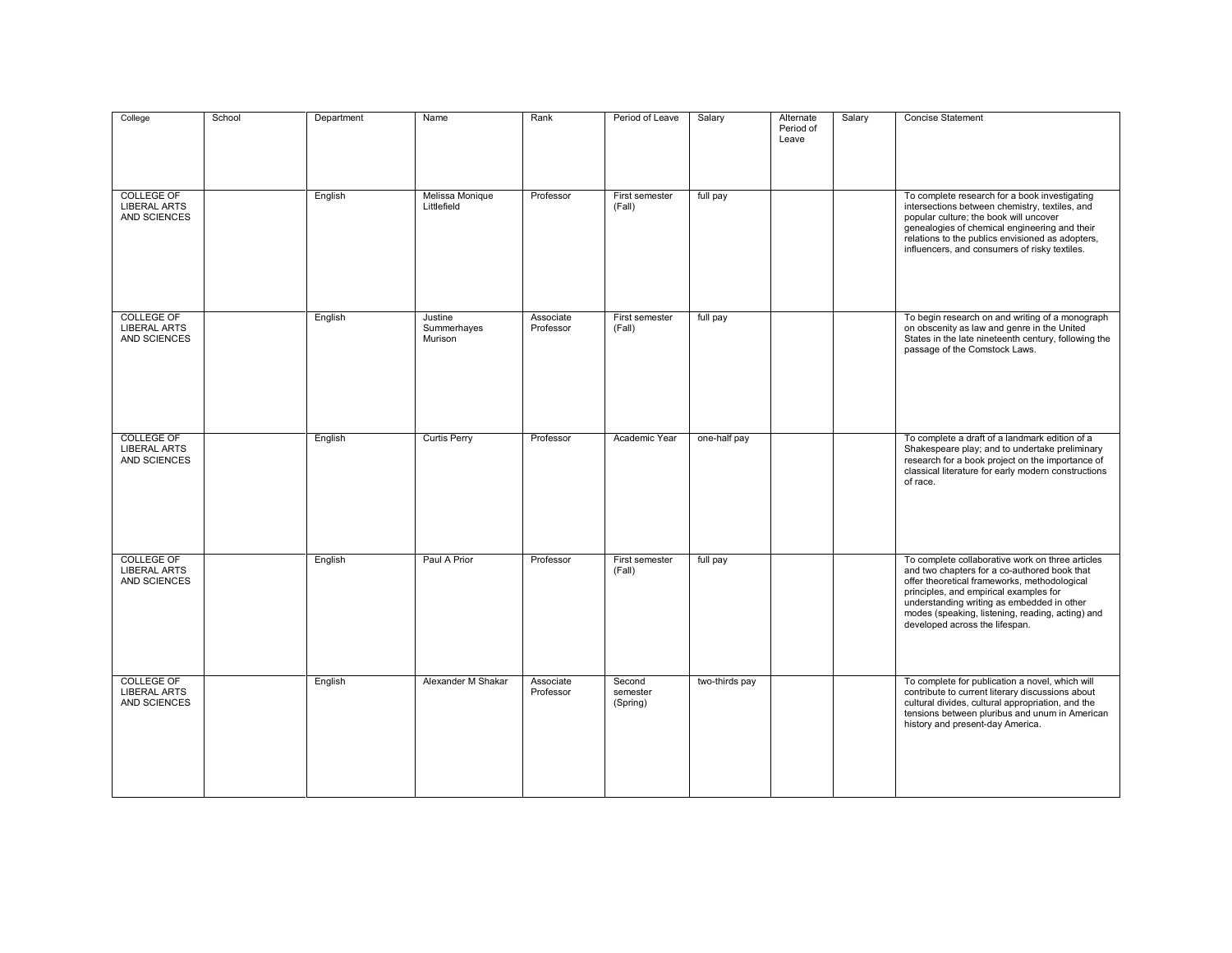| College | School | Department | Name | Rank | Period of Leave | Salary | Alternate Period of Leave | Salary | Concise Statement |
|---|---|---|---|---|---|---|---|---|---|
| COLLEGE OF LIBERAL ARTS AND SCIENCES | | English | Melissa Monique Littlefield | Professor | First semester (Fall) | full pay | | | To complete research for a book investigating intersections between chemistry, textiles, and popular culture; the book will uncover genealogies of chemical engineering and their relations to the publics envisioned as adopters, influencers, and consumers of risky textiles. |
| COLLEGE OF LIBERAL ARTS AND SCIENCES | | English | Justine Summerhayes Murison | Associate Professor | First semester (Fall) | full pay | | | To begin research on and writing of a monograph on obscenity as law and genre in the United States in the late nineteenth century, following the passage of the Comstock Laws. |
| COLLEGE OF LIBERAL ARTS AND SCIENCES | | English | Curtis Perry | Professor | Academic Year | one-half pay | | | To complete a draft of a landmark edition of a Shakespeare play; and to undertake preliminary research for a book project on the importance of classical literature for early modern constructions of race. |
| COLLEGE OF LIBERAL ARTS AND SCIENCES | | English | Paul A Prior | Professor | First semester (Fall) | full pay | | | To complete collaborative work on three articles and two chapters for a co-authored book that offer theoretical frameworks, methodological principles, and empirical examples for understanding writing as embedded in other modes (speaking, listening, reading, acting) and developed across the lifespan. |
| COLLEGE OF LIBERAL ARTS AND SCIENCES | | English | Alexander M Shakar | Associate Professor | Second semester (Spring) | two-thirds pay | | | To complete for publication a novel, which will contribute to current literary discussions about cultural divides, cultural appropriation, and the tensions between pluribus and unum in American history and present-day America. |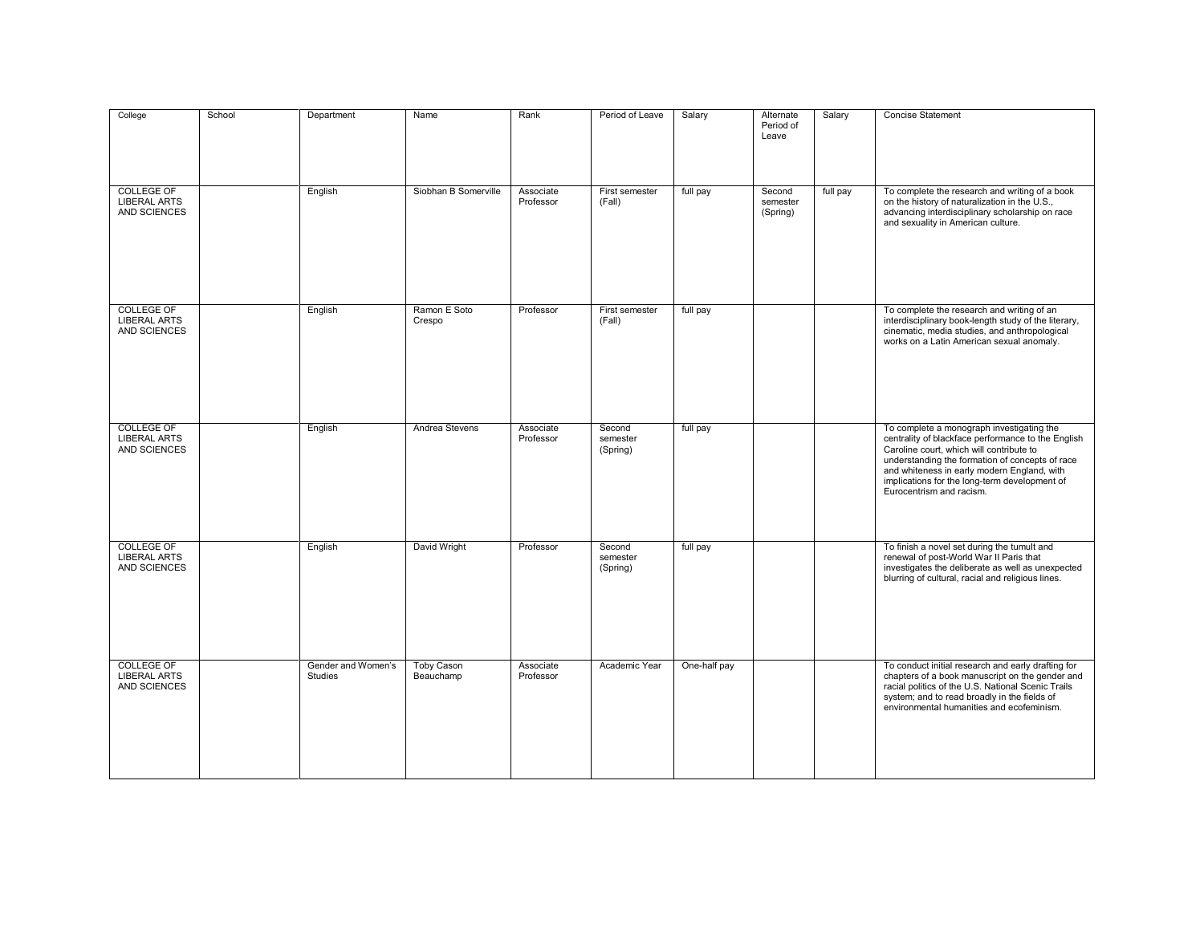| College | School | Department | Name | Rank | Period of Leave | Salary | Alternate Period of Leave | Salary | Concise Statement |
|---|---|---|---|---|---|---|---|---|---|
| COLLEGE OF LIBERAL ARTS AND SCIENCES | | English | Siobhan B Somerville | Associate Professor | First semester (Fall) | full pay | Second semester (Spring) | full pay | To complete the research and writing of a book on the history of naturalization in the U.S., advancing interdisciplinary scholarship on race and sexuality in American culture. |
| COLLEGE OF LIBERAL ARTS AND SCIENCES | | English | Ramon E Soto Crespo | Professor | First semester (Fall) | full pay | | | To complete the research and writing of an interdisciplinary book-length study of the literary, cinematic, media studies, and anthropological works on a Latin American sexual anomaly. |
| COLLEGE OF LIBERAL ARTS AND SCIENCES | | English | Andrea Stevens | Associate Professor | Second semester (Spring) | full pay | | | To complete a monograph investigating the centrality of blackface performance to the English Caroline court, which will contribute to understanding the formation of concepts of race and whiteness in early modern England, with implications for the long-term development of Eurocentrism and racism. |
| COLLEGE OF LIBERAL ARTS AND SCIENCES | | English | David Wright | Professor | Second semester (Spring) | full pay | | | To finish a novel set during the tumult and renewal of post-World War II Paris that investigates the deliberate as well as unexpected blurring of cultural, racial and religious lines. |
| COLLEGE OF LIBERAL ARTS AND SCIENCES | | Gender and Women's Studies | Toby Cason Beauchamp | Associate Professor | Academic Year | One-half pay | | | To conduct initial research and early drafting for chapters of a book manuscript on the gender and racial politics of the U.S. National Scenic Trails system; and to read broadly in the fields of environmental humanities and ecofeminism. |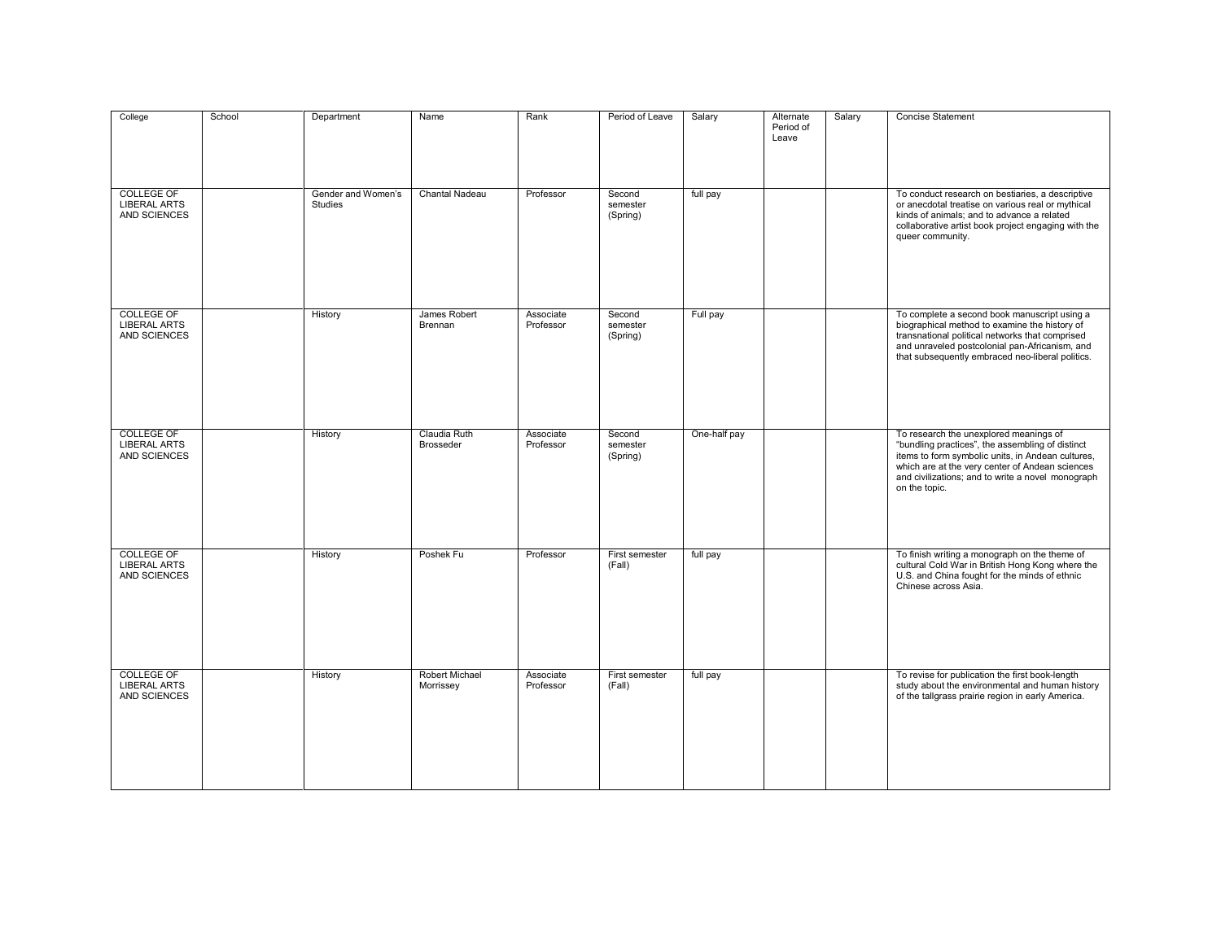| College | School | Department | Name | Rank | Period of Leave | Salary | Alternate Period of Leave | Salary | Concise Statement |
|---|---|---|---|---|---|---|---|---|---|
| COLLEGE OF LIBERAL ARTS AND SCIENCES | | Gender and Women's Studies | Chantal Nadeau | Professor | Second semester (Spring) | full pay | | | To conduct research on bestiaries, a descriptive or anecdotal treatise on various real or mythical kinds of animals; and to advance a related collaborative artist book project engaging with the queer community. |
| COLLEGE OF LIBERAL ARTS AND SCIENCES | | History | James Robert Brennan | Associate Professor | Second semester (Spring) | Full pay | | | To complete a second book manuscript using a biographical method to examine the history of transnational political networks that comprised and unraveled postcolonial pan-Africanism, and that subsequently embraced neo-liberal politics. |
| COLLEGE OF LIBERAL ARTS AND SCIENCES | | History | Claudia Ruth Brosseder | Associate Professor | Second semester (Spring) | One-half pay | | | To research the unexplored meanings of "bundling practices", the assembling of distinct items to form symbolic units, in Andean cultures, which are at the very center of Andean sciences and civilizations; and to write a novel monograph on the topic. |
| COLLEGE OF LIBERAL ARTS AND SCIENCES | | History | Poshek Fu | Professor | First semester (Fall) | full pay | | | To finish writing a monograph on the theme of cultural Cold War in British Hong Kong where the U.S. and China fought for the minds of ethnic Chinese across Asia. |
| COLLEGE OF LIBERAL ARTS AND SCIENCES | | History | Robert Michael Morrissey | Associate Professor | First semester (Fall) | full pay | | | To revise for publication the first book-length study about the environmental and human history of the tallgrass prairie region in early America. |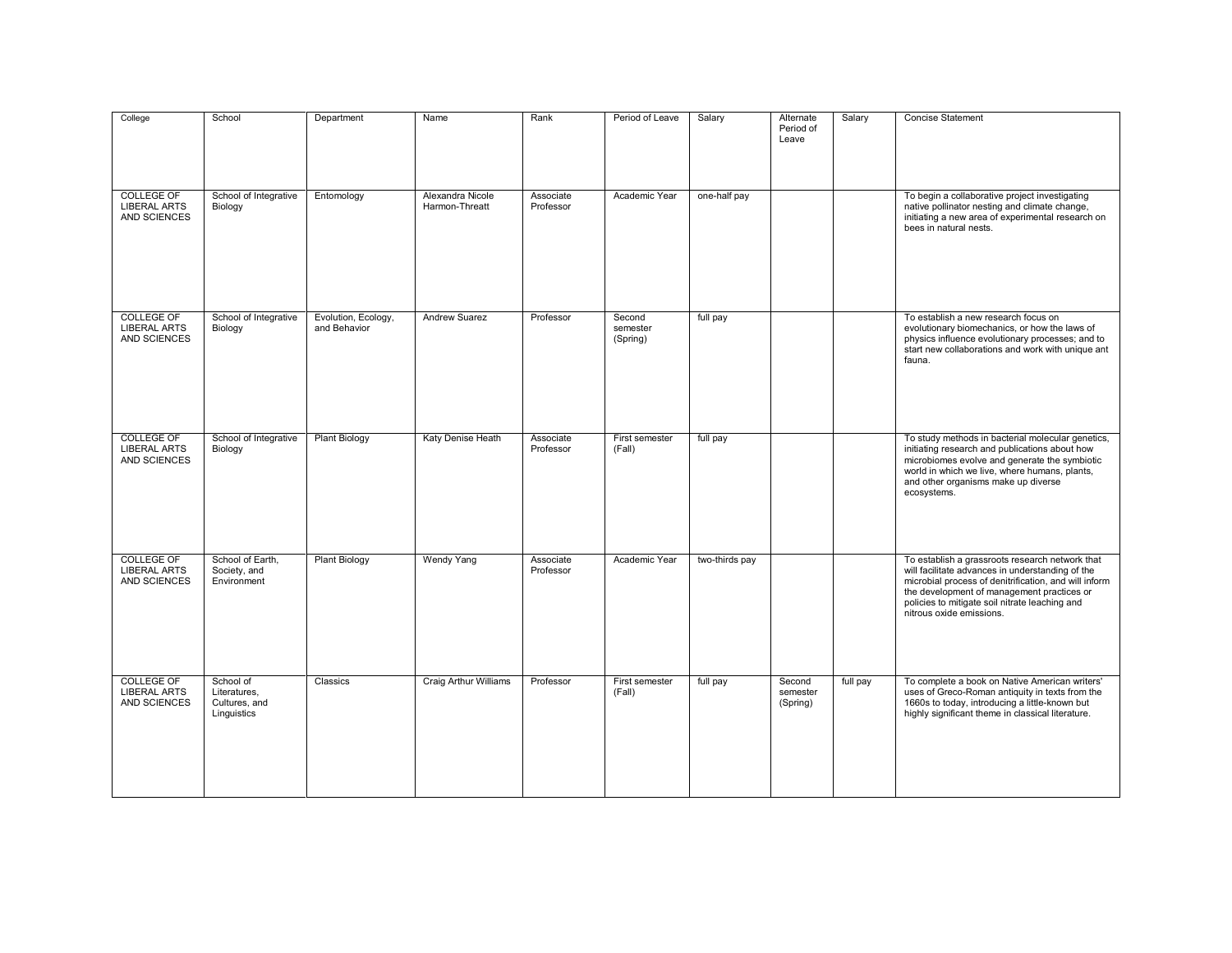| College | School | Department | Name | Rank | Period of Leave | Salary | Alternate Period of Leave | Salary | Concise Statement |
|---|---|---|---|---|---|---|---|---|---|
| COLLEGE OF LIBERAL ARTS AND SCIENCES | School of Integrative Biology | Entomology | Alexandra Nicole Harmon-Threatt | Associate Professor | Academic Year | one-half pay | | | To begin a collaborative project investigating native pollinator nesting and climate change, initiating a new area of experimental research on bees in natural nests. |
| COLLEGE OF LIBERAL ARTS AND SCIENCES | School of Integrative Biology | Evolution, Ecology, and Behavior | Andrew Suarez | Professor | Second semester (Spring) | full pay | | | To establish a new research focus on evolutionary biomechanics, or how the laws of physics influence evolutionary processes; and to start new collaborations and work with unique ant fauna. |
| COLLEGE OF LIBERAL ARTS AND SCIENCES | School of Integrative Biology | Plant Biology | Katy Denise Heath | Associate Professor | First semester (Fall) | full pay | | | To study methods in bacterial molecular genetics, initiating research and publications about how microbiomes evolve and generate the symbiotic world in which we live, where humans, plants, and other organisms make up diverse ecosystems. |
| COLLEGE OF LIBERAL ARTS AND SCIENCES | School of Earth, Society, and Environment | Plant Biology | Wendy Yang | Associate Professor | Academic Year | two-thirds pay | | | To establish a grassroots research network that will facilitate advances in understanding of the microbial process of denitrification, and will inform the development of management practices or policies to mitigate soil nitrate leaching and nitrous oxide emissions. |
| COLLEGE OF LIBERAL ARTS AND SCIENCES | School of Literatures, Cultures, and Linguistics | Classics | Craig Arthur Williams | Professor | First semester (Fall) | full pay | Second semester (Spring) | full pay | To complete a book on Native American writers' uses of Greco-Roman antiquity in texts from the 1660s to today, introducing a little-known but highly significant theme in classical literature. |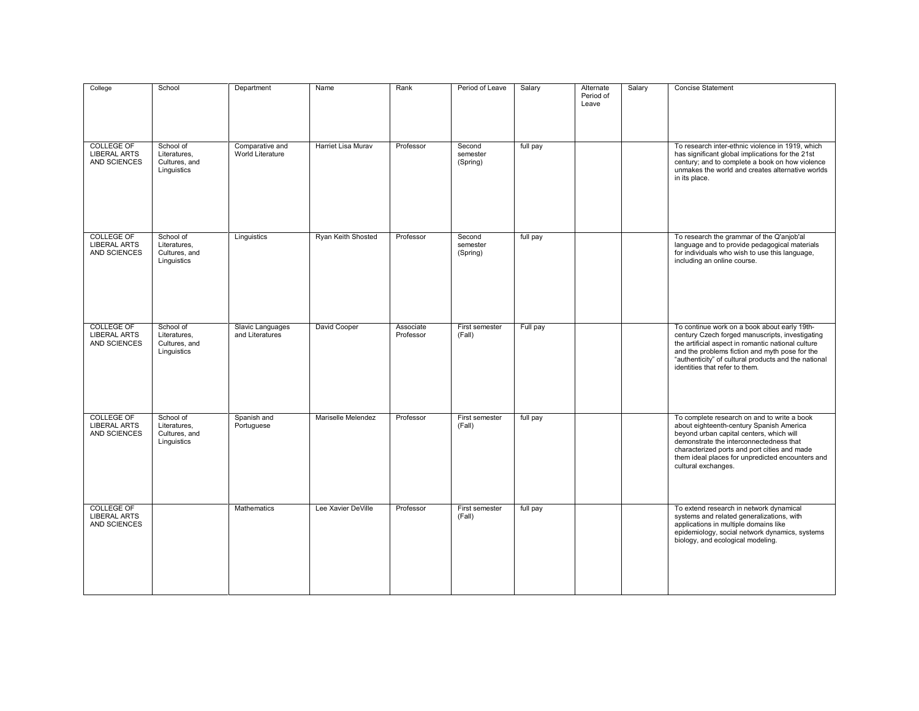| College | School | Department | Name | Rank | Period of Leave | Salary | Alternate Period of Leave | Salary | Concise Statement |
| --- | --- | --- | --- | --- | --- | --- | --- | --- | --- |
| COLLEGE OF LIBERAL ARTS AND SCIENCES | School of Literatures, Cultures, and Linguistics | Comparative and World Literature | Harriet Lisa Murav | Professor | Second semester (Spring) | full pay | | | To research inter-ethnic violence in 1919, which has significant global implications for the 21st century; and to complete a book on how violence unmakes the world and creates alternative worlds in its place. |
| COLLEGE OF LIBERAL ARTS AND SCIENCES | School of Literatures, Cultures, and Linguistics | Linguistics | Ryan Keith Shosted | Professor | Second semester (Spring) | full pay | | | To research the grammar of the Q'anjob'al language and to provide pedagogical materials for individuals who wish to use this language, including an online course. |
| COLLEGE OF LIBERAL ARTS AND SCIENCES | School of Literatures, Cultures, and Linguistics | Slavic Languages and Literatures | David Cooper | Associate Professor | First semester (Fall) | Full pay | | | To continue work on a book about early 19th-century Czech forged manuscripts, investigating the artificial aspect in romantic national culture and the problems fiction and myth pose for the "authenticity" of cultural products and the national identities that refer to them. |
| COLLEGE OF LIBERAL ARTS AND SCIENCES | School of Literatures, Cultures, and Linguistics | Spanish and Portuguese | Mariselle Melendez | Professor | First semester (Fall) | full pay | | | To complete research on and to write a book about eighteenth-century Spanish America beyond urban capital centers, which will demonstrate the interconnectedness that characterized ports and port cities and made them ideal places for unpredicted encounters and cultural exchanges. |
| COLLEGE OF LIBERAL ARTS AND SCIENCES | | Mathematics | Lee Xavier DeVille | Professor | First semester (Fall) | full pay | | | To extend research in network dynamical systems and related generalizations, with applications in multiple domains like epidemiology, social network dynamics, systems biology, and ecological modeling. |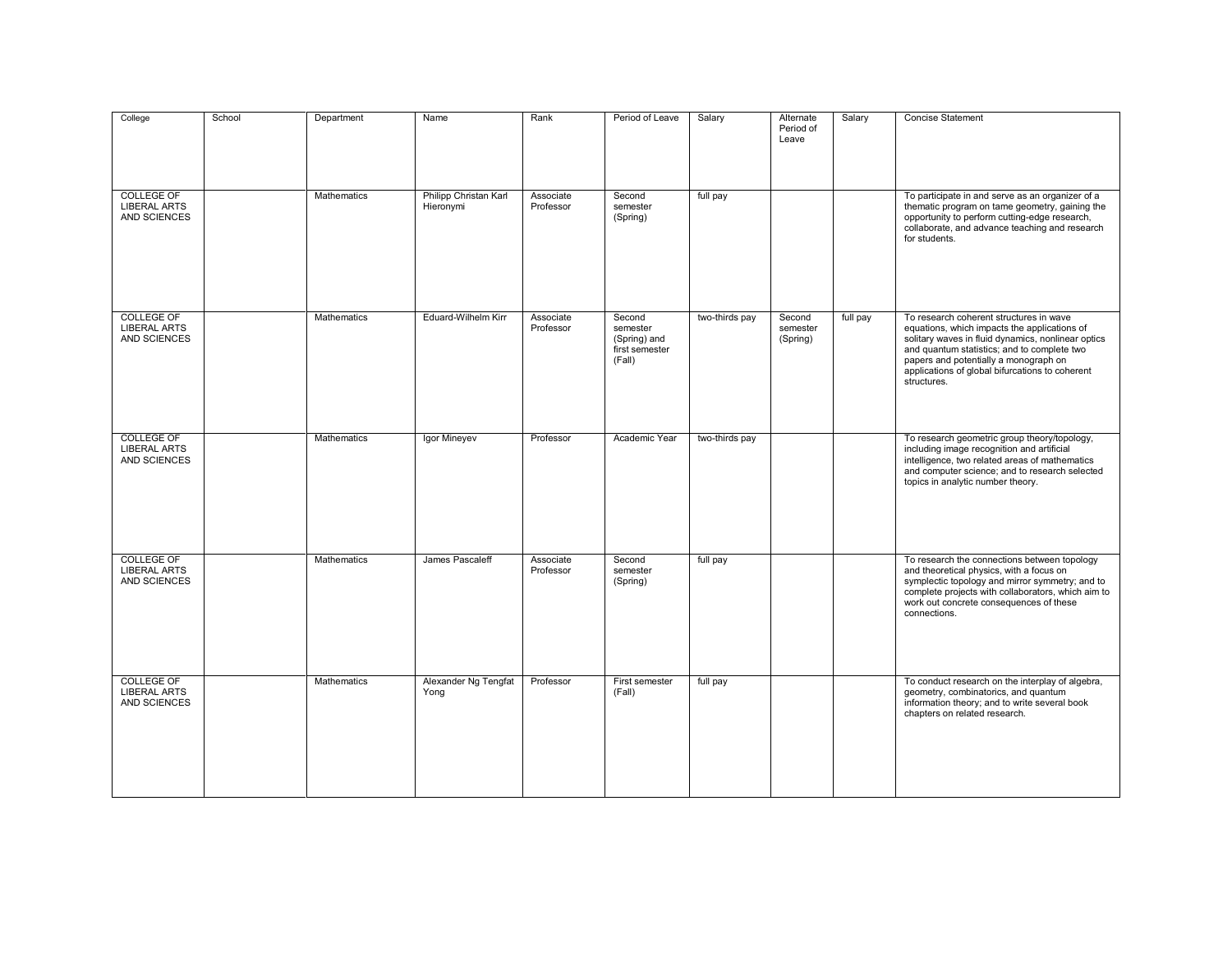| College | School | Department | Name | Rank | Period of Leave | Salary | Alternate Period of Leave | Salary | Concise Statement |
|---|---|---|---|---|---|---|---|---|---|
| COLLEGE OF LIBERAL ARTS AND SCIENCES | | Mathematics | Philipp Christan Karl Hieronymi | Associate Professor | Second semester (Spring) | full pay | | | To participate in and serve as an organizer of a thematic program on tame geometry, gaining the opportunity to perform cutting-edge research, collaborate, and advance teaching and research for students. |
| COLLEGE OF LIBERAL ARTS AND SCIENCES | | Mathematics | Eduard-Wilhelm Kirr | Associate Professor | Second semester (Spring) and first semester (Fall) | two-thirds pay | Second semester (Spring) | full pay | To research coherent structures in wave equations, which impacts the applications of solitary waves in fluid dynamics, nonlinear optics and quantum statistics; and to complete two papers and potentially a monograph on applications of global bifurcations to coherent structures. |
| COLLEGE OF LIBERAL ARTS AND SCIENCES | | Mathematics | Igor Mineyev | Professor | Academic Year | two-thirds pay | | | To research geometric group theory/topology, including image recognition and artificial intelligence, two related areas of mathematics and computer science; and to research selected topics in analytic number theory. |
| COLLEGE OF LIBERAL ARTS AND SCIENCES | | Mathematics | James Pascaleff | Associate Professor | Second semester (Spring) | full pay | | | To research the connections between topology and theoretical physics, with a focus on symplectic topology and mirror symmetry; and to complete projects with collaborators, which aim to work out concrete consequences of these connections. |
| COLLEGE OF LIBERAL ARTS AND SCIENCES | | Mathematics | Alexander Ng Tengfat Yong | Professor | First semester (Fall) | full pay | | | To conduct research on the interplay of algebra, geometry, combinatorics, and quantum information theory; and to write several book chapters on related research. |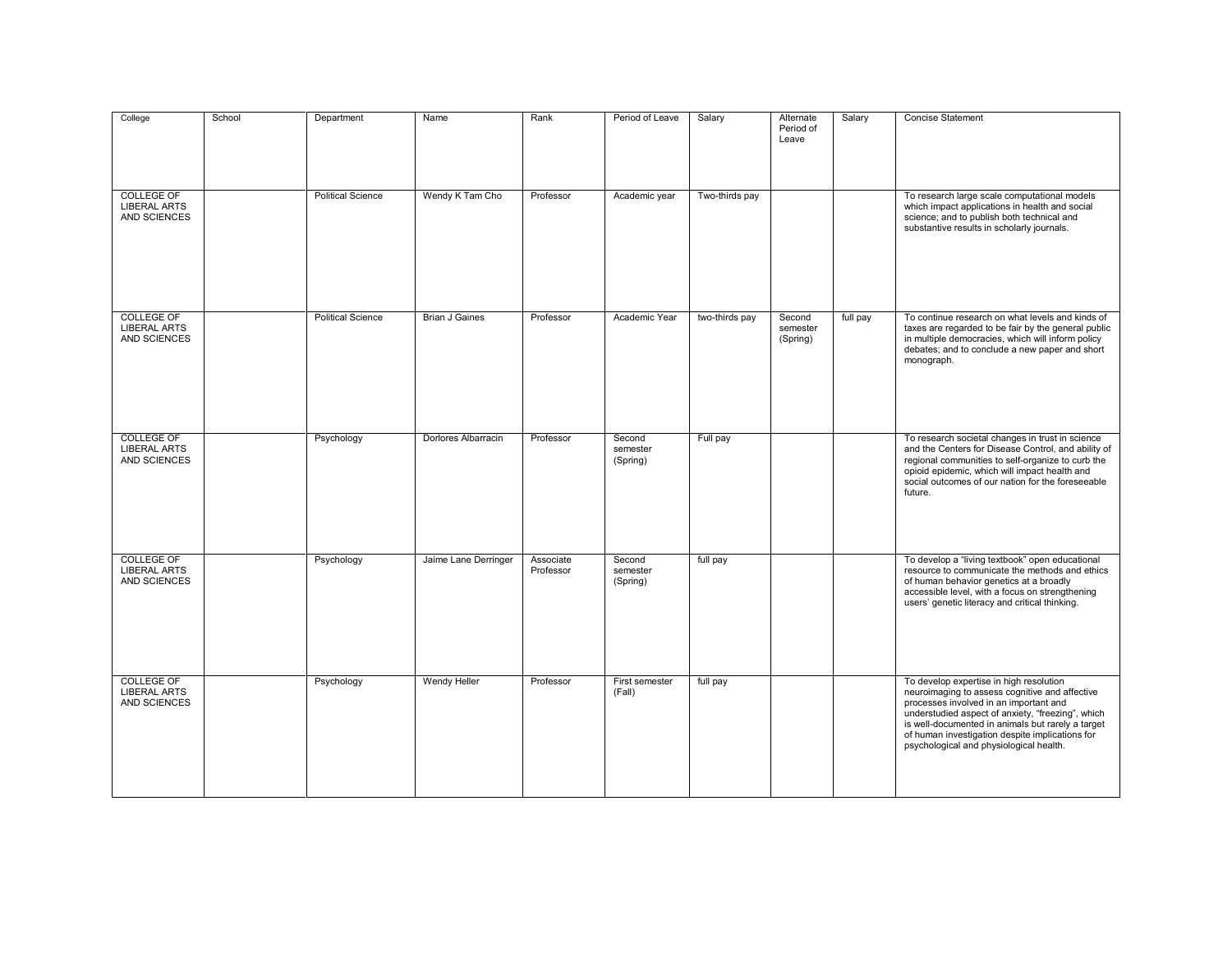| College | School | Department | Name | Rank | Period of Leave | Salary | Alternate Period of Leave | Salary | Concise Statement |
|---|---|---|---|---|---|---|---|---|---|
| COLLEGE OF LIBERAL ARTS AND SCIENCES | | Political Science | Wendy K Tam Cho | Professor | Academic year | Two-thirds pay | | | To research large scale computational models which impact applications in health and social science; and to publish both technical and substantive results in scholarly journals. |
| COLLEGE OF LIBERAL ARTS AND SCIENCES | | Political Science | Brian J Gaines | Professor | Academic Year | two-thirds pay | Second semester (Spring) | full pay | To continue research on what levels and kinds of taxes are regarded to be fair by the general public in multiple democracies, which will inform policy debates; and to conclude a new paper and short monograph. |
| COLLEGE OF LIBERAL ARTS AND SCIENCES | | Psychology | Dorlores Albarracin | Professor | Second semester (Spring) | Full pay | | | To research societal changes in trust in science and the Centers for Disease Control, and ability of regional communities to self-organize to curb the opioid epidemic, which will impact health and social outcomes of our nation for the foreseeable future. |
| COLLEGE OF LIBERAL ARTS AND SCIENCES | | Psychology | Jaime Lane Derringer | Associate Professor | Second semester (Spring) | full pay | | | To develop a "living textbook" open educational resource to communicate the methods and ethics of human behavior genetics at a broadly accessible level, with a focus on strengthening users' genetic literacy and critical thinking. |
| COLLEGE OF LIBERAL ARTS AND SCIENCES | | Psychology | Wendy Heller | Professor | First semester (Fall) | full pay | | | To develop expertise in high resolution neuroimaging to assess cognitive and affective processes involved in an important and understudied aspect of anxiety, "freezing", which is well-documented in animals but rarely a target of human investigation despite implications for psychological and physiological health. |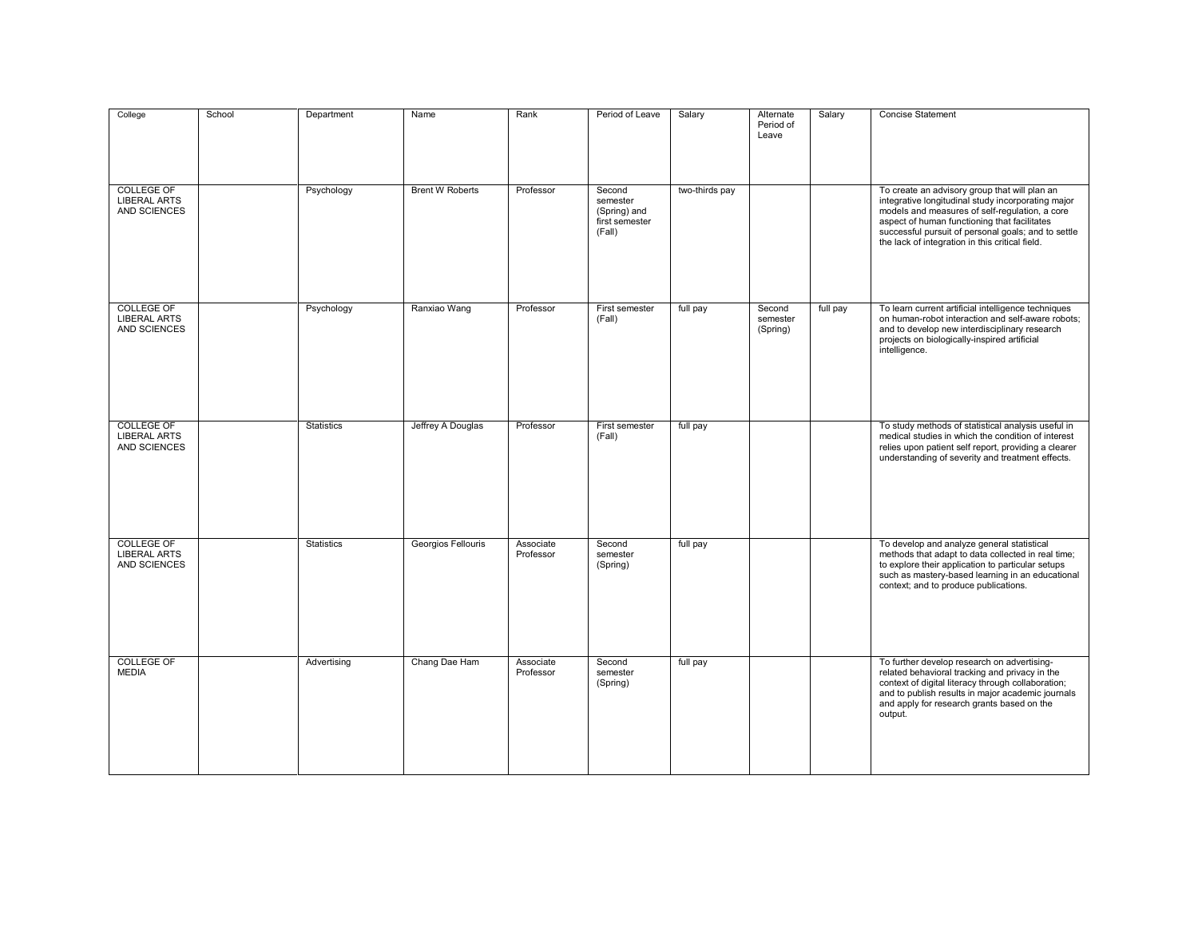| College | School | Department | Name | Rank | Period of Leave | Salary | Alternate Period of Leave | Salary | Concise Statement |
|---|---|---|---|---|---|---|---|---|---|
| COLLEGE OF LIBERAL ARTS AND SCIENCES | | Psychology | Brent W Roberts | Professor | Second semester (Spring) and first semester (Fall) | two-thirds pay | | | To create an advisory group that will plan an integrative longitudinal study incorporating major models and measures of self-regulation, a core aspect of human functioning that facilitates successful pursuit of personal goals; and to settle the lack of integration in this critical field. |
| COLLEGE OF LIBERAL ARTS AND SCIENCES | | Psychology | Ranxiao Wang | Professor | First semester (Fall) | full pay | Second semester (Spring) | full pay | To learn current artificial intelligence techniques on human-robot interaction and self-aware robots; and to develop new interdisciplinary research projects on biologically-inspired artificial intelligence. |
| COLLEGE OF LIBERAL ARTS AND SCIENCES | | Statistics | Jeffrey A Douglas | Professor | First semester (Fall) | full pay | | | To study methods of statistical analysis useful in medical studies in which the condition of interest relies upon patient self report, providing a clearer understanding of severity and treatment effects. |
| COLLEGE OF LIBERAL ARTS AND SCIENCES | | Statistics | Georgios Fellouris | Associate Professor | Second semester (Spring) | full pay | | | To develop and analyze general statistical methods that adapt to data collected in real time; to explore their application to particular setups such as mastery-based learning in an educational context; and to produce publications. |
| COLLEGE OF MEDIA | | Advertising | Chang Dae Ham | Associate Professor | Second semester (Spring) | full pay | | | To further develop research on advertising-related behavioral tracking and privacy in the context of digital literacy through collaboration; and to publish results in major academic journals and apply for research grants based on the output. |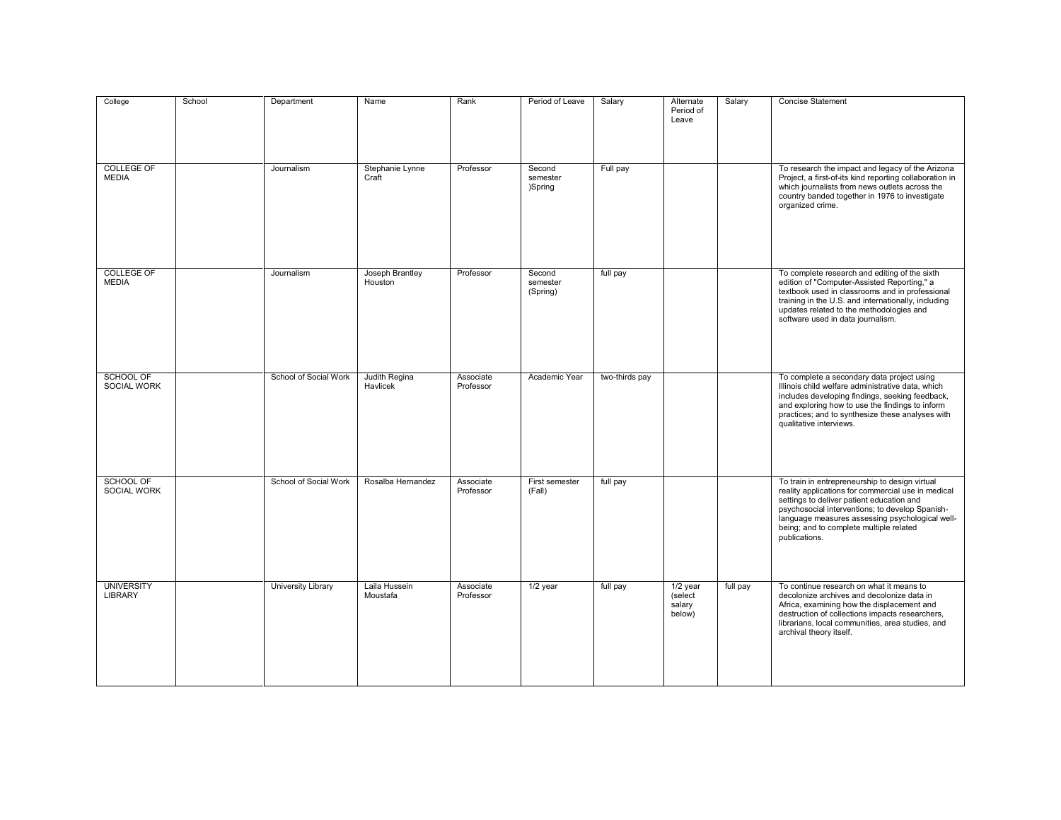| College | School | Department | Name | Rank | Period of Leave | Salary | Alternate Period of Leave | Salary | Concise Statement |
|---|---|---|---|---|---|---|---|---|---|
| COLLEGE OF MEDIA | | Journalism | Stephanie Lynne Craft | Professor | Second semester )Spring | Full pay | | | To research the impact and legacy of the Arizona Project, a first-of-its kind reporting collaboration in which journalists from news outlets across the country banded together in 1976 to investigate organized crime. |
| COLLEGE OF MEDIA | | Journalism | Joseph Brantley Houston | Professor | Second semester (Spring) | full pay | | | To complete research and editing of the sixth edition of "Computer-Assisted Reporting," a textbook used in classrooms and in professional training in the U.S. and internationally, including updates related to the methodologies and software used in data journalism. |
| SCHOOL OF SOCIAL WORK | | School of Social Work | Judith Regina Havlicek | Associate Professor | Academic Year | two-thirds pay | | | To complete a secondary data project using Illinois child welfare administrative data, which includes developing findings, seeking feedback, and exploring how to use the findings to inform practices; and to synthesize these analyses with qualitative interviews. |
| SCHOOL OF SOCIAL WORK | | School of Social Work | Rosalba Hernandez | Associate Professor | First semester (Fall) | full pay | | | To train in entrepreneurship to design virtual reality applications for commercial use in medical settings to deliver patient education and psychosocial interventions; to develop Spanish-language measures assessing psychological well-being; and to complete multiple related publications. |
| UNIVERSITY LIBRARY | | University Library | Laila Hussein Moustafa | Associate Professor | 1/2 year | full pay | 1/2 year (select salary below) | full pay | To continue research on what it means to decolonize archives and decolonize data in Africa, examining how the displacement and destruction of collections impacts researchers, librarians, local communities, area studies, and archival theory itself. |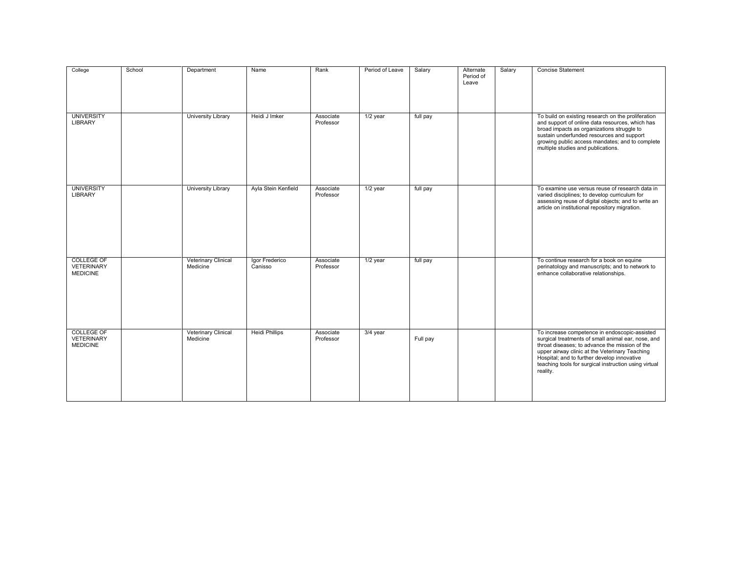| College | School | Department | Name | Rank | Period of Leave | Salary | Alternate Period of Leave | Salary | Concise Statement |
|---|---|---|---|---|---|---|---|---|---|
| UNIVERSITY LIBRARY | | University Library | Heidi J Imker | Associate Professor | 1/2 year | full pay | | | To build on existing research on the proliferation and support of online data resources, which has broad impacts as organizations struggle to sustain underfunded resources and support growing public access mandates; and to complete multiple studies and publications. |
| UNIVERSITY LIBRARY | | University Library | Ayla Stein Kenfield | Associate Professor | 1/2 year | full pay | | | To examine use versus reuse of research data in varied disciplines; to develop curriculum for assessing reuse of digital objects; and to write an article on institutional repository migration. |
| COLLEGE OF VETERINARY MEDICINE | | Veterinary Clinical Medicine | Igor Frederico Canisso | Associate Professor | 1/2 year | full pay | | | To continue research for a book on equine perinatology and manuscripts; and to network to enhance collaborative relationships. |
| COLLEGE OF VETERINARY MEDICINE | | Veterinary Clinical Medicine | Heidi Phillips | Associate Professor | 3/4 year | Full pay | | | To increase competence in endoscopic-assisted surgical treatments of small animal ear, nose, and throat diseases; to advance the mission of the upper airway clinic at the Veterinary Teaching Hospital; and to further develop innovative teaching tools for surgical instruction using virtual reality. |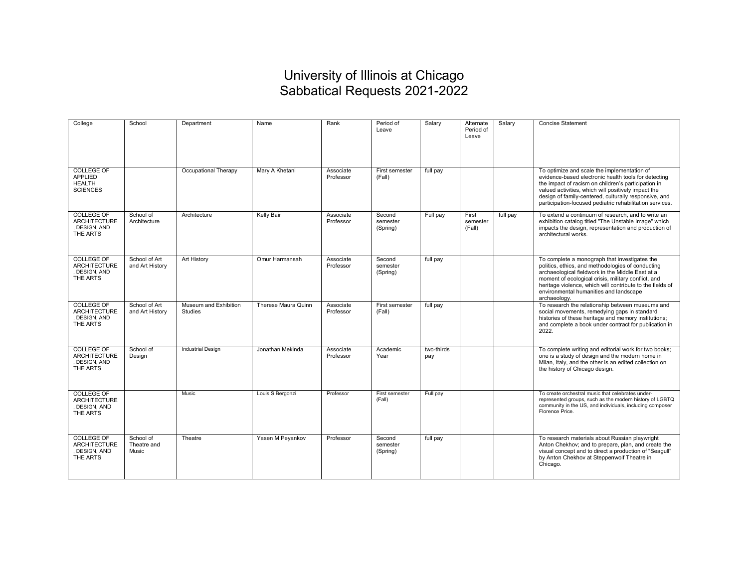# University of Illinois at Chicago
# Sabbatical Requests 2021-2022

| College | School | Department | Name | Rank | Period of Leave | Salary | Alternate Period of Leave | Salary | Concise Statement |
|---|---|---|---|---|---|---|---|---|---|
| COLLEGE OF APPLIED HEALTH SCIENCES | | Occupational Therapy | Mary A Khetani | Associate Professor | First semester (Fall) | full pay | | | To optimize and scale the implementation of evidence-based electronic health tools for detecting the impact of racism on children's participation in valued activities, which will positively impact the design of family-centered, culturally responsive, and participation-focused pediatric rehabilitation services. |
| COLLEGE OF ARCHITECTURE , DESIGN, AND THE ARTS | School of Architecture | Architecture | Kelly Bair | Associate Professor | Second semester (Spring) | Full pay | First semester (Fall) | full pay | To extend a continuum of research, and to write an exhibition catalog titled "The Unstable Image" which impacts the design, representation and production of architectural works. |
| COLLEGE OF ARCHITECTURE , DESIGN, AND THE ARTS | School of Art and Art History | Art History | Omur Harmansah | Associate Professor | Second semester (Spring) | full pay | | | To complete a monograph that investigates the politics, ethics, and methodologies of conducting archaeological fieldwork in the Middle East at a moment of ecological crisis, military conflict, and heritage violence, which will contribute to the fields of environmental humanities and landscape archaeology. |
| COLLEGE OF ARCHITECTURE , DESIGN, AND THE ARTS | School of Art and Art History | Museum and Exhibition Studies | Therese Maura Quinn | Associate Professor | First semester (Fall) | full pay | | | To research the relationship between museums and social movements, remedying gaps in standard histories of these heritage and memory institutions; and complete a book under contract for publication in 2022. |
| COLLEGE OF ARCHITECTURE , DESIGN, AND THE ARTS | School of Design | Industrial Design | Jonathan Mekinda | Associate Professor | Academic Year | two-thirds pay | | | To complete writing and editorial work for two books; one is a study of design and the modern home in Milan, Italy, and the other is an edited collection on the history of Chicago design. |
| COLLEGE OF ARCHITECTURE , DESIGN, AND THE ARTS | | Music | Louis S Bergonzi | Professor | First semester (Fall) | Full pay | | | To create orchestral music that celebrates under-represented groups, such as the modern history of LGBTQ community in the US, and individuals, including composer Florence Price. |
| COLLEGE OF ARCHITECTURE , DESIGN, AND THE ARTS | School of Theatre and Music | Theatre | Yasen M Peyankov | Professor | Second semester (Spring) | full pay | | | To research materials about Russian playwright Anton Chekhov; and to prepare, plan, and create the visual concept and to direct a production of "Seagull" by Anton Chekhov at Steppenwolf Theatre in Chicago. |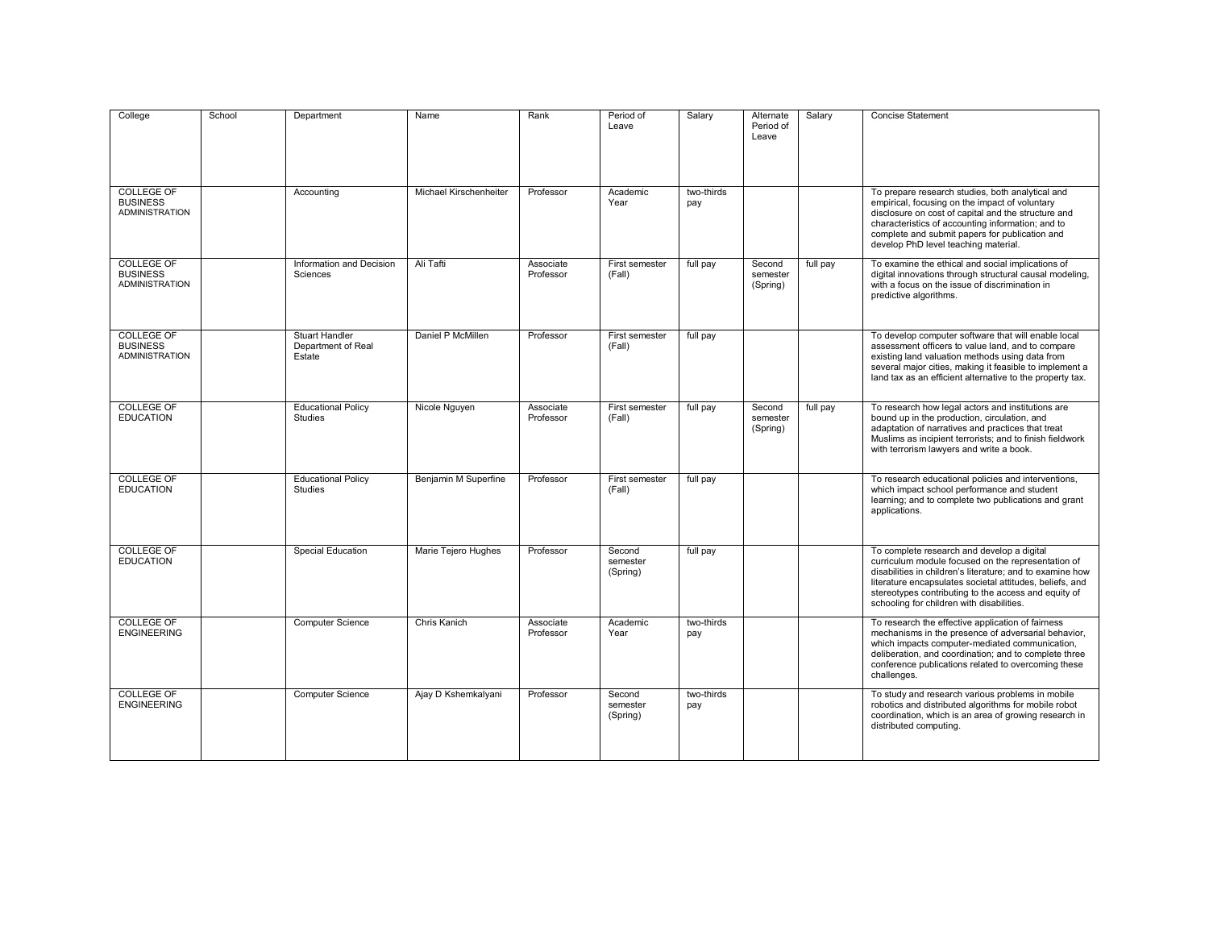| College | School | Department | Name | Rank | Period of Leave | Salary | Alternate Period of Leave | Salary | Concise Statement |
|---|---|---|---|---|---|---|---|---|---|
| COLLEGE OF BUSINESS ADMINISTRATION | | Accounting | Michael Kirschenheiter | Professor | Academic Year | two-thirds pay | | | To prepare research studies, both analytical and empirical, focusing on the impact of voluntary disclosure on cost of capital and the structure and characteristics of accounting information; and to complete and submit papers for publication and develop PhD level teaching material. |
| COLLEGE OF BUSINESS ADMINISTRATION | | Information and Decision Sciences | Ali Tafti | Associate Professor | First semester (Fall) | full pay | Second semester (Spring) | full pay | To examine the ethical and social implications of digital innovations through structural causal modeling, with a focus on the issue of discrimination in predictive algorithms. |
| COLLEGE OF BUSINESS ADMINISTRATION | | Stuart Handler Department of Real Estate | Daniel P McMillen | Professor | First semester (Fall) | full pay | | | To develop computer software that will enable local assessment officers to value land, and to compare existing land valuation methods using data from several major cities, making it feasible to implement a land tax as an efficient alternative to the property tax. |
| COLLEGE OF EDUCATION | | Educational Policy Studies | Nicole Nguyen | Associate Professor | First semester (Fall) | full pay | Second semester (Spring) | full pay | To research how legal actors and institutions are bound up in the production, circulation, and adaptation of narratives and practices that treat Muslims as incipient terrorists; and to finish fieldwork with terrorism lawyers and write a book. |
| COLLEGE OF EDUCATION | | Educational Policy Studies | Benjamin M Superfine | Professor | First semester (Fall) | full pay | | | To research educational policies and interventions, which impact school performance and student learning; and to complete two publications and grant applications. |
| COLLEGE OF EDUCATION | | Special Education | Marie Tejero Hughes | Professor | Second semester (Spring) | full pay | | | To complete research and develop a digital curriculum module focused on the representation of disabilities in children's literature; and to examine how literature encapsulates societal attitudes, beliefs, and stereotypes contributing to the access and equity of schooling for children with disabilities. |
| COLLEGE OF ENGINEERING | | Computer Science | Chris Kanich | Associate Professor | Academic Year | two-thirds pay | | | To research the effective application of fairness mechanisms in the presence of adversarial behavior, which impacts computer-mediated communication, deliberation, and coordination; and to complete three conference publications related to overcoming these challenges. |
| COLLEGE OF ENGINEERING | | Computer Science | Ajay D Kshemkalyani | Professor | Second semester (Spring) | two-thirds pay | | | To study and research various problems in mobile robotics and distributed algorithms for mobile robot coordination, which is an area of growing research in distributed computing. |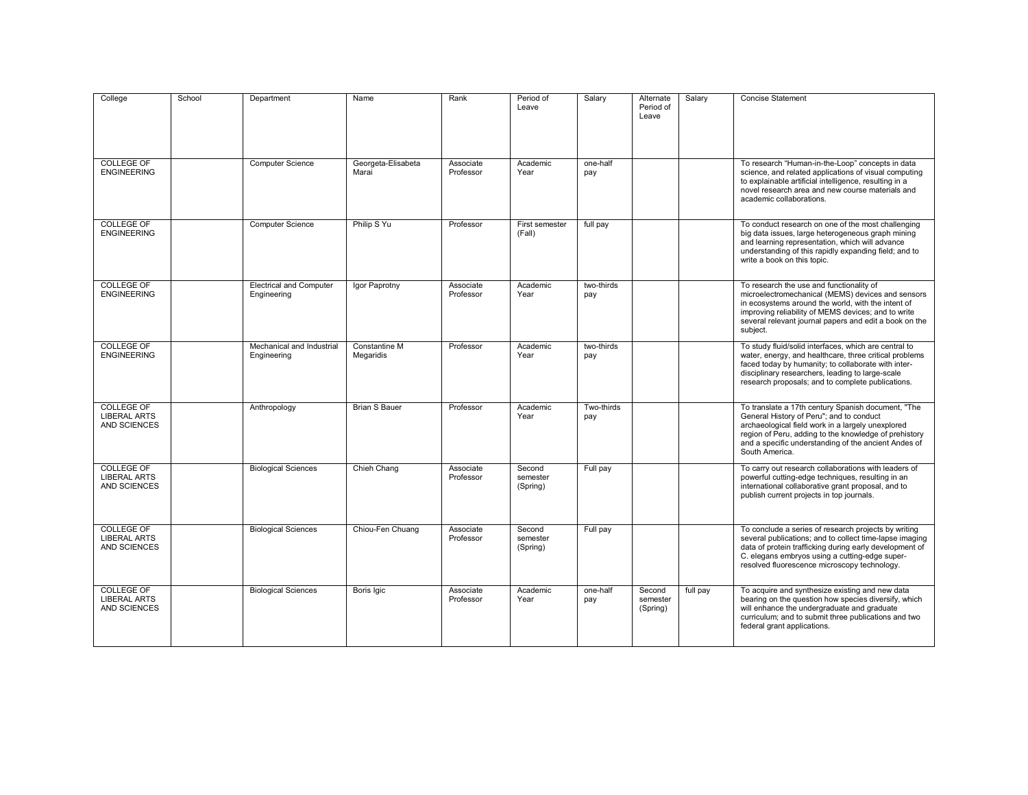| College | School | Department | Name | Rank | Period of Leave | Salary | Alternate Period of Leave | Salary | Concise Statement |
|---|---|---|---|---|---|---|---|---|---|
| COLLEGE OF ENGINEERING | | Computer Science | Georgeta-Elisabeta Marai | Associate Professor | Academic Year | one-half pay | | | To research "Human-in-the-Loop" concepts in data science, and related applications of visual computing to explainable artificial intelligence, resulting in a novel research area and new course materials and academic collaborations. |
| COLLEGE OF ENGINEERING | | Computer Science | Philip S Yu | Professor | First semester (Fall) | full pay | | | To conduct research on one of the most challenging big data issues, large heterogeneous graph mining and learning representation, which will advance understanding of this rapidly expanding field; and to write a book on this topic. |
| COLLEGE OF ENGINEERING | | Electrical and Computer Engineering | Igor Paprotny | Associate Professor | Academic Year | two-thirds pay | | | To research the use and functionality of microelectromechanical (MEMS) devices and sensors in ecosystems around the world, with the intent of improving reliability of MEMS devices; and to write several relevant journal papers and edit a book on the subject. |
| COLLEGE OF ENGINEERING | | Mechanical and Industrial Engineering | Constantine M Megaridis | Professor | Academic Year | two-thirds pay | | | To study fluid/solid interfaces, which are central to water, energy, and healthcare, three critical problems faced today by humanity; to collaborate with inter-disciplinary researchers, leading to large-scale research proposals; and to complete publications. |
| COLLEGE OF LIBERAL ARTS AND SCIENCES | | Anthropology | Brian S Bauer | Professor | Academic Year | Two-thirds pay | | | To translate a 17th century Spanish document, "The General History of Peru"; and to conduct archaeological field work in a largely unexplored region of Peru, adding to the knowledge of prehistory and a specific understanding of the ancient Andes of South America. |
| COLLEGE OF LIBERAL ARTS AND SCIENCES | | Biological Sciences | Chieh Chang | Associate Professor | Second semester (Spring) | Full pay | | | To carry out research collaborations with leaders of powerful cutting-edge techniques, resulting in an international collaborative grant proposal, and to publish current projects in top journals. |
| COLLEGE OF LIBERAL ARTS AND SCIENCES | | Biological Sciences | Chiou-Fen Chuang | Associate Professor | Second semester (Spring) | Full pay | | | To conclude a series of research projects by writing several publications; and to collect time-lapse imaging data of protein trafficking during early development of C. elegans embryos using a cutting-edge super-resolved fluorescence microscopy technology. |
| COLLEGE OF LIBERAL ARTS AND SCIENCES | | Biological Sciences | Boris Igic | Associate Professor | Academic Year | one-half pay | Second semester (Spring) | full pay | To acquire and synthesize existing and new data bearing on the question how species diversify, which will enhance the undergraduate and graduate curriculum; and to submit three publications and two federal grant applications. |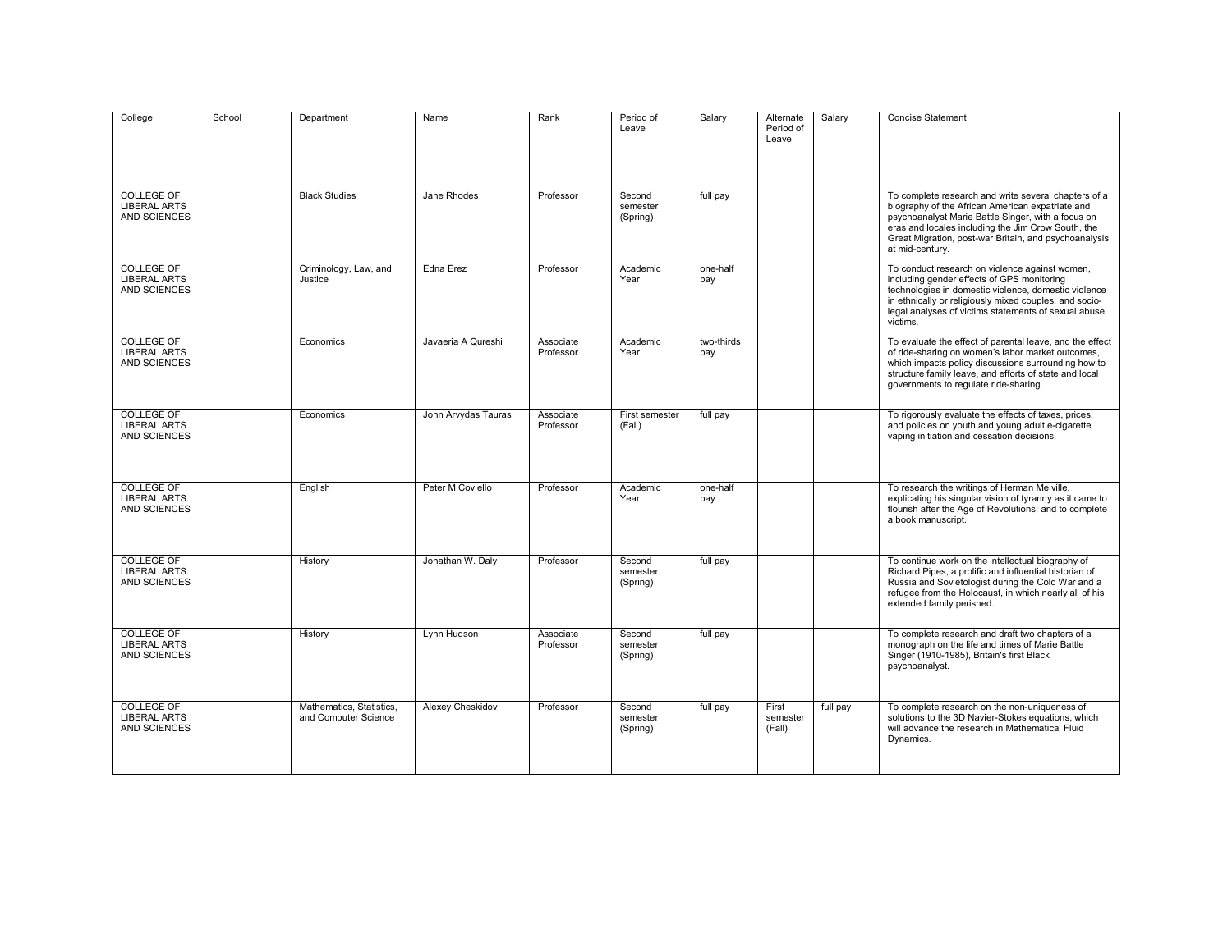| College | School | Department | Name | Rank | Period of Leave | Salary | Alternate Period of Leave | Salary | Concise Statement |
|---|---|---|---|---|---|---|---|---|---|
| COLLEGE OF LIBERAL ARTS AND SCIENCES | | Black Studies | Jane Rhodes | Professor | Second semester (Spring) | full pay | | | To complete research and write several chapters of a biography of the African American expatriate and psychoanalyst Marie Battle Singer, with a focus on eras and locales including the Jim Crow South, the Great Migration, post-war Britain, and psychoanalysis at mid-century. |
| COLLEGE OF LIBERAL ARTS AND SCIENCES | | Criminology, Law, and Justice | Edna Erez | Professor | Academic Year | one-half pay | | | To conduct research on violence against women, including gender effects of GPS monitoring technologies in domestic violence, domestic violence in ethnically or religiously mixed couples, and socio-legal analyses of victims statements of sexual abuse victims. |
| COLLEGE OF LIBERAL ARTS AND SCIENCES | | Economics | Javaeria A Qureshi | Associate Professor | Academic Year | two-thirds pay | | | To evaluate the effect of parental leave, and the effect of ride-sharing on women's labor market outcomes, which impacts policy discussions surrounding how to structure family leave, and efforts of state and local governments to regulate ride-sharing. |
| COLLEGE OF LIBERAL ARTS AND SCIENCES | | Economics | John Arvydas Tauras | Associate Professor | First semester (Fall) | full pay | | | To rigorously evaluate the effects of taxes, prices, and policies on youth and young adult e-cigarette vaping initiation and cessation decisions. |
| COLLEGE OF LIBERAL ARTS AND SCIENCES | | English | Peter M Coviello | Professor | Academic Year | one-half pay | | | To research the writings of Herman Melville, explicating his singular vision of tyranny as it came to flourish after the Age of Revolutions; and to complete a book manuscript. |
| COLLEGE OF LIBERAL ARTS AND SCIENCES | | History | Jonathan W. Daly | Professor | Second semester (Spring) | full pay | | | To continue work on the intellectual biography of Richard Pipes, a prolific and influential historian of Russia and Sovietologist during the Cold War and a refugee from the Holocaust, in which nearly all of his extended family perished. |
| COLLEGE OF LIBERAL ARTS AND SCIENCES | | History | Lynn Hudson | Associate Professor | Second semester (Spring) | full pay | | | To complete research and draft two chapters of a monograph on the life and times of Marie Battle Singer (1910-1985), Britain's first Black psychoanalyst. |
| COLLEGE OF LIBERAL ARTS AND SCIENCES | | Mathematics, Statistics, and Computer Science | Alexey Cheskidov | Professor | Second semester (Spring) | full pay | First semester (Fall) | full pay | To complete research on the non-uniqueness of solutions to the 3D Navier-Stokes equations, which will advance the research in Mathematical Fluid Dynamics. |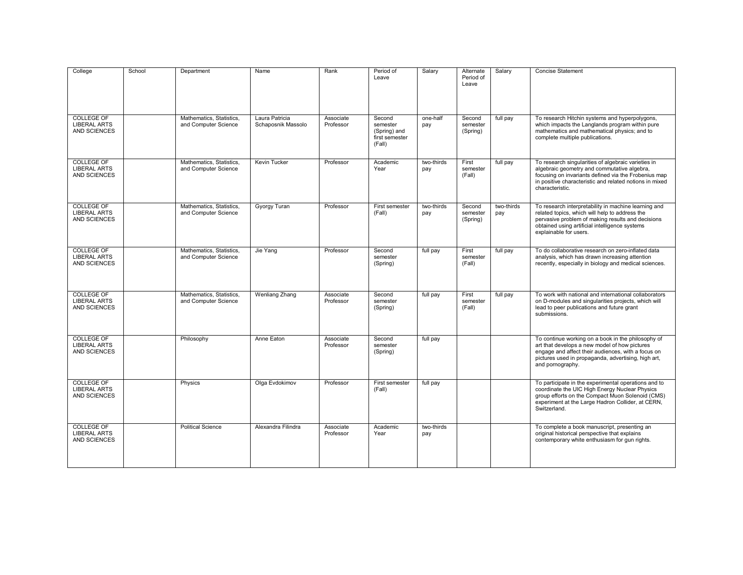| College | School | Department | Name | Rank | Period of Leave | Salary | Alternate Period of Leave | Salary | Concise Statement |
|---|---|---|---|---|---|---|---|---|---|
| COLLEGE OF LIBERAL ARTS AND SCIENCES | | Mathematics, Statistics, and Computer Science | Laura Patricia Schaposnik Massolo | Associate Professor | Second semester (Spring) and first semester (Fall) | one-half pay | Second semester (Spring) | full pay | To research Hitchin systems and hyperpolygons, which impacts the Langlands program within pure mathematics and mathematical physics; and to complete multiple publications. |
| COLLEGE OF LIBERAL ARTS AND SCIENCES | | Mathematics, Statistics, and Computer Science | Kevin Tucker | Professor | Academic Year | two-thirds pay | First semester (Fall) | full pay | To research singularities of algebraic varieties in algebraic geometry and commutative algebra, focusing on invariants defined via the Frobenius map in positive characteristic and related notions in mixed characteristic. |
| COLLEGE OF LIBERAL ARTS AND SCIENCES | | Mathematics, Statistics, and Computer Science | Gyorgy Turan | Professor | First semester (Fall) | two-thirds pay | Second semester (Spring) | two-thirds pay | To research interpretability in machine learning and related topics, which will help to address the pervasive problem of making results and decisions obtained using artificial intelligence systems explainable for users. |
| COLLEGE OF LIBERAL ARTS AND SCIENCES | | Mathematics, Statistics, and Computer Science | Jie Yang | Professor | Second semester (Spring) | full pay | First semester (Fall) | full pay | To do collaborative research on zero-inflated data analysis, which has drawn increasing attention recently, especially in biology and medical sciences. |
| COLLEGE OF LIBERAL ARTS AND SCIENCES | | Mathematics, Statistics, and Computer Science | Wenliang Zhang | Associate Professor | Second semester (Spring) | full pay | First semester (Fall) | full pay | To work with national and international collaborators on D-modules and singularities projects, which will lead to peer publications and future grant submissions. |
| COLLEGE OF LIBERAL ARTS AND SCIENCES | | Philosophy | Anne Eaton | Associate Professor | Second semester (Spring) | full pay | | | To continue working on a book in the philosophy of art that develops a new model of how pictures engage and affect their audiences, with a focus on pictures used in propaganda, advertising, high art, and pornography. |
| COLLEGE OF LIBERAL ARTS AND SCIENCES | | Physics | Olga Evdokimov | Professor | First semester (Fall) | full pay | | | To participate in the experimental operations and to coordinate the UIC High Energy Nuclear Physics group efforts on the Compact Muon Solenoid (CMS) experiment at the Large Hadron Collider, at CERN, Switzerland. |
| COLLEGE OF LIBERAL ARTS AND SCIENCES | | Political Science | Alexandra Filindra | Associate Professor | Academic Year | two-thirds pay | | | To complete a book manuscript, presenting an original historical perspective that explains contemporary white enthusiasm for gun rights. |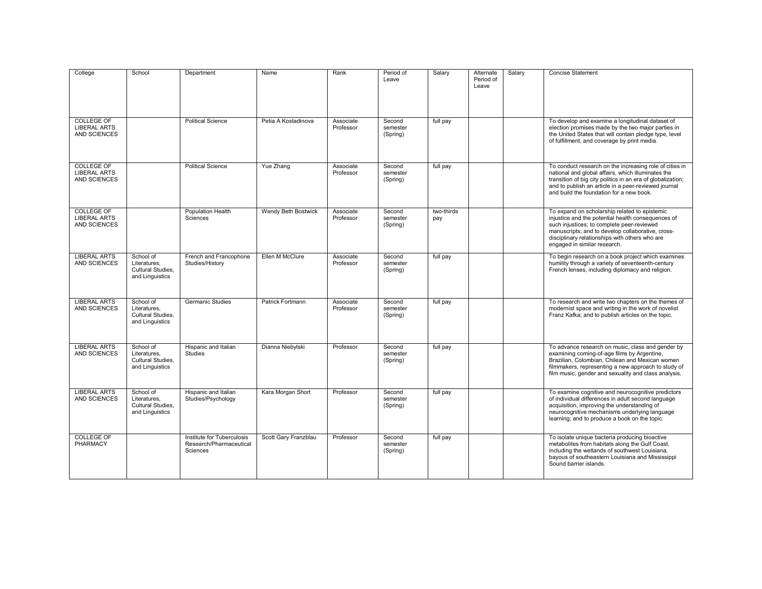| College | School | Department | Name | Rank | Period of Leave | Salary | Alternate Period of Leave | Salary | Concise Statement |
|---|---|---|---|---|---|---|---|---|---|
| COLLEGE OF LIBERAL ARTS AND SCIENCES | | Political Science | Petia A Kostadinova | Associate Professor | Second semester (Spring) | full pay | | | To develop and examine a longitudinal dataset of election promises made by the two major parties in the United States that will contain pledge type, level of fulfillment, and coverage by print media. |
| COLLEGE OF LIBERAL ARTS AND SCIENCES | | Political Science | Yue Zhang | Associate Professor | Second semester (Spring) | full pay | | | To conduct research on the increasing role of cities in national and global affairs, which illuminates the transition of big city politics in an era of globalization; and to publish an article in a peer-reviewed journal and build the foundation for a new book. |
| COLLEGE OF LIBERAL ARTS AND SCIENCES | | Population Health Sciences | Wendy Beth Bostwick | Associate Professor | Second semester (Spring) | two-thirds pay | | | To expand on scholarship related to epistemic injustice and the potential health consequences of such injustices; to complete peer-reviewed manuscripts; and to develop collaborative, cross-disciplinary relationships with others who are engaged in similar research. |
| LIBERAL ARTS AND SCIENCES | School of Literatures, Cultural Studies, and Linguistics | French and Francophone Studies/History | Ellen M McClure | Associate Professor | Second semester (Spring) | full pay | | | To begin research on a book project which examines humility through a variety of seventeenth-century French lenses, including diplomacy and religion. |
| LIBERAL ARTS AND SCIENCES | School of Literatures, Cultural Studies, and Linguistics | Germanic Studies | Patrick Fortmann | Associate Professor | Second semester (Spring) | full pay | | | To research and write two chapters on the themes of modernist space and writing in the work of novelist Franz Kafka; and to publish articles on the topic. |
| LIBERAL ARTS AND SCIENCES | School of Literatures, Cultural Studies, and Linguistics | Hispanic and Italian Studies | Dianna Niebylski | Professor | Second semester (Spring) | full pay | | | To advance research on music, class and gender by examining coming-of-age films by Argentine, Brazilian, Colombian, Chilean and Mexican women filmmakers, representing a new approach to study of film music, gender and sexuality and class analysis. |
| LIBERAL ARTS AND SCIENCES | School of Literatures, Cultural Studies, and Linguistics | Hispanic and Italian Studies/Psychology | Kara Morgan Short | Professor | Second semester (Spring) | full pay | | | To examine cognitive and neurocognitive predictors of individual differences in adult second language acquisition, improving the understanding of neurocognitive mechanisms underlying language learning; and to produce a book on the topic. |
| COLLEGE OF PHARMACY | | Institute for Tuberculosis Research/Pharmaceutical Sciences | Scott Gary Franzblau | Professor | Second semester (Spring) | full pay | | | To isolate unique bacteria producing bioactive metabolites from habitats along the Gulf Coast, including the wetlands of southwest Louisiana, bayous of southeastern Louisiana and Mississippi Sound barrier islands. |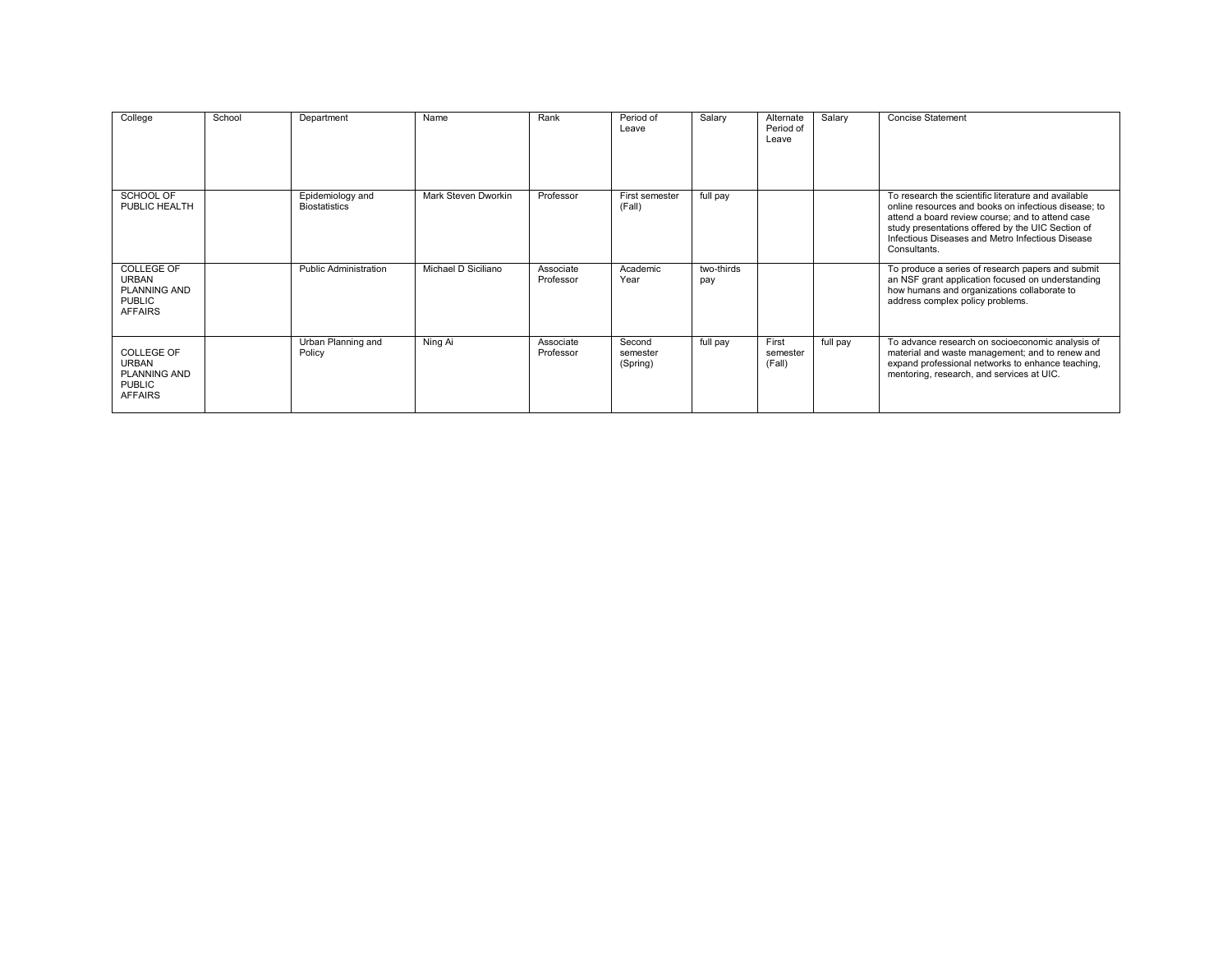| College | School | Department | Name | Rank | Period of Leave | Salary | Alternate Period of Leave | Salary | Concise Statement |
|---|---|---|---|---|---|---|---|---|---|
| SCHOOL OF PUBLIC HEALTH | | Epidemiology and Biostatistics | Mark Steven Dworkin | Professor | First semester (Fall) | full pay | | | To research the scientific literature and available online resources and books on infectious disease; to attend a board review course; and to attend case study presentations offered by the UIC Section of Infectious Diseases and Metro Infectious Disease Consultants. |
| COLLEGE OF URBAN PLANNING AND PUBLIC AFFAIRS | | Public Administration | Michael D Siciliano | Associate Professor | Academic Year | two-thirds pay | | | To produce a series of research papers and submit an NSF grant application focused on understanding how humans and organizations collaborate to address complex policy problems. |
| COLLEGE OF URBAN PLANNING AND PUBLIC AFFAIRS | | Urban Planning and Policy | Ning Ai | Associate Professor | Second semester (Spring) | full pay | First semester (Fall) | full pay | To advance research on socioeconomic analysis of material and waste management; and to renew and expand professional networks to enhance teaching, mentoring, research, and services at UIC. |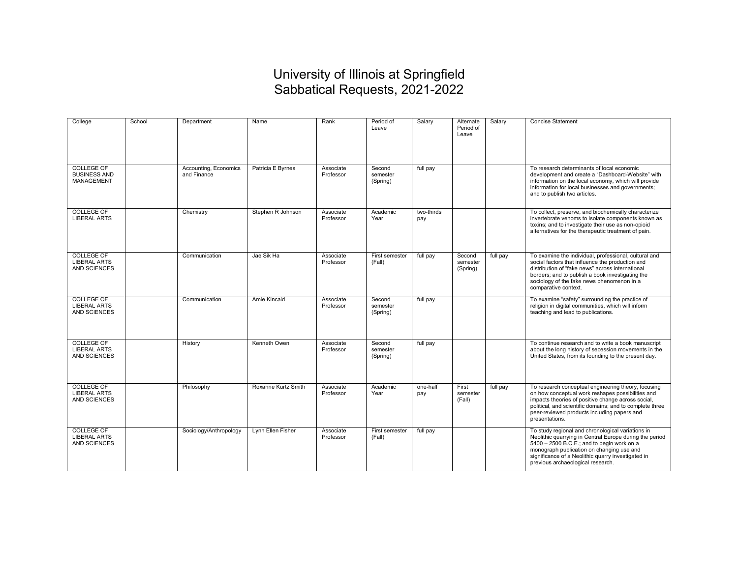# University of Illinois at Springfield
# Sabbatical Requests, 2021-2022

| College | School | Department | Name | Rank | Period of Leave | Salary | Alternate Period of Leave | Salary | Concise Statement |
|---|---|---|---|---|---|---|---|---|---|
| COLLEGE OF BUSINESS AND MANAGEMENT | | Accounting, Economics and Finance | Patricia E Byrnes | Associate Professor | Second semester (Spring) | full pay | | | To research determinants of local economic development and create a "Dashboard-Website" with information on the local economy, which will provide information for local businesses and governments; and to publish two articles. |
| COLLEGE OF LIBERAL ARTS | | Chemistry | Stephen R Johnson | Associate Professor | Academic Year | two-thirds pay | | | To collect, preserve, and biochemically characterize invertebrate venoms to isolate components known as toxins; and to investigate their use as non-opioid alternatives for the therapeutic treatment of pain. |
| COLLEGE OF LIBERAL ARTS AND SCIENCES | | Communication | Jae Sik Ha | Associate Professor | First semester (Fall) | full pay | Second semester (Spring) | full pay | To examine the individual, professional, cultural and social factors that influence the production and distribution of "fake news" across international borders; and to publish a book investigating the sociology of the fake news phenomenon in a comparative context. |
| COLLEGE OF LIBERAL ARTS AND SCIENCES | | Communication | Amie Kincaid | Associate Professor | Second semester (Spring) | full pay | | | To examine "safety" surrounding the practice of religion in digital communities, which will inform teaching and lead to publications. |
| COLLEGE OF LIBERAL ARTS AND SCIENCES | | History | Kenneth Owen | Associate Professor | Second semester (Spring) | full pay | | | To continue research and to write a book manuscript about the long history of secession movements in the United States, from its founding to the present day. |
| COLLEGE OF LIBERAL ARTS AND SCIENCES | | Philosophy | Roxanne Kurtz Smith | Associate Professor | Academic Year | one-half pay | First semester (Fall) | full pay | To research conceptual engineering theory, focusing on how conceptual work reshapes possibilities and impacts theories of positive change across social, political, and scientific domains; and to complete three peer-reviewed products including papers and presentations. |
| COLLEGE OF LIBERAL ARTS AND SCIENCES | | Sociology/Anthropology | Lynn Ellen Fisher | Associate Professor | First semester (Fall) | full pay | | | To study regional and chronological variations in Neolithic quarrying in Central Europe during the period 5400 – 2500 B.C.E.; and to begin work on a monograph publication on changing use and significance of a Neolithic quarry investigated in previous archaeological research. |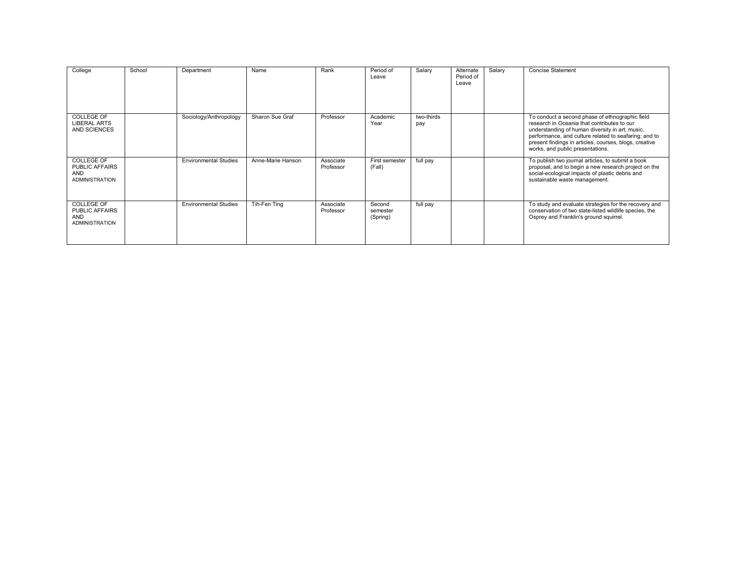| College | School | Department | Name | Rank | Period of Leave | Salary | Alternate Period of Leave | Salary | Concise Statement |
|---|---|---|---|---|---|---|---|---|---|
| COLLEGE OF LIBERAL ARTS AND SCIENCES | | Sociology/Anthropology | Sharon Sue Graf | Professor | Academic Year | two-thirds pay | | | To conduct a second phase of ethnographic field research in Oceania that contributes to our understanding of human diversity in art, music, performance, and culture related to seafaring; and to present findings in articles, courses, blogs, creative works, and public presentations. |
| COLLEGE OF PUBLIC AFFAIRS AND ADMINISTRATION | | Environmental Studies | Anne-Marie Hanson | Associate Professor | First semester (Fall) | full pay | | | To publish two journal articles, to submit a book proposal, and to begin a new research project on the social-ecological impacts of plastic debris and sustainable waste management. |
| COLLEGE OF PUBLIC AFFAIRS AND ADMINISTRATION | | Environmental Studies | Tih-Fen Ting | Associate Professor | Second semester (Spring) | full pay | | | To study and evaluate strategies for the recovery and conservation of two state-listed wildlife species, the Osprey and Franklin's ground squirrel. |